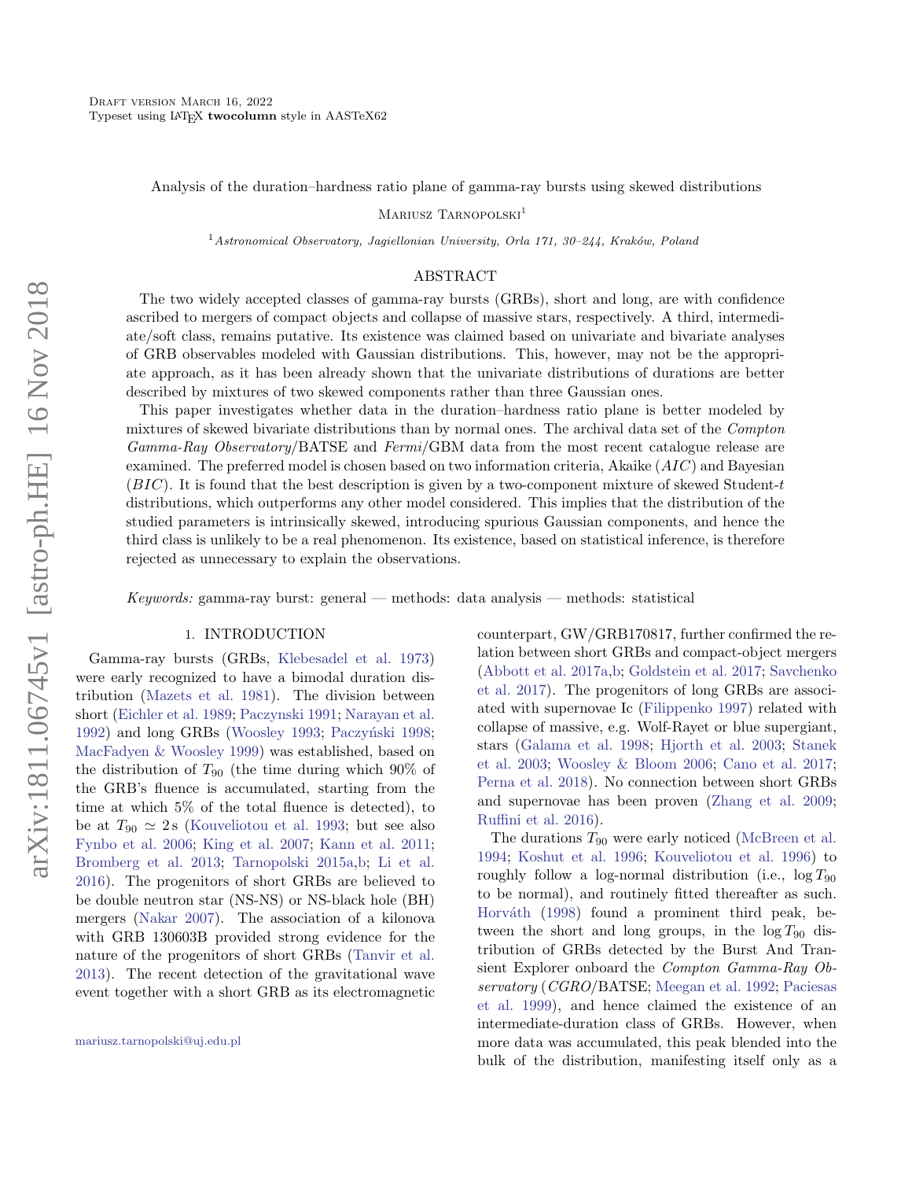# Analysis of the duration–hardness ratio plane of gamma-ray bursts using skewed distributions

Mariusz Tarnopolski[1]

[1]*Astronomical Observatory, Jagiellonian University, Orla 171, 30–244, Kraków, Poland*

## ABSTRACT

The two widely accepted classes of gamma-ray bursts (GRBs), short and long, are with confidence ascribed to mergers of compact objects and collapse of massive stars, respectively. A third, intermediate/soft class, remains putative. Its existence was claimed based on univariate and bivariate analyses of GRB observables modeled with Gaussian distributions. This, however, may not be the appropriate approach, as it has been already shown that the univariate distributions of durations are better described by mixtures of two skewed components rather than three Gaussian ones.

This paper investigates whether data in the duration–hardness ratio plane is better modeled by mixtures of skewed bivariate distributions than by normal ones. The archival data set of the *Compton Gamma-Ray Observatory*/BATSE and *Fermi*/GBM data from the most recent catalogue release are examined. The preferred model is chosen based on two information criteria, Akaike ($AIC$) and Bayesian ($BIC$). It is found that the best description is given by a two-component mixture of skewed Student-$t$ distributions, which outperforms any other model considered. This implies that the distribution of the studied parameters is intrinsically skewed, introducing spurious Gaussian components, and hence the third class is unlikely to be a real phenomenon. Its existence, based on statistical inference, is therefore rejected as unnecessary to explain the observations.

*Keywords:* gamma-ray burst: general — methods: data analysis — methods: statistical

## 1. INTRODUCTION

Gamma-ray bursts (GRBs, Klebesadel et al. 1973) were early recognized to have a bimodal duration distribution (Mazets et al. 1981). The division between short (Eichler et al. 1989; Paczynski 1991; Narayan et al. 1992) and long GRBs (Woosley 1993; Paczyński 1998; MacFadyen & Woosley 1999) was established, based on the distribution of $T_{90}$ (the time during which 90% of the GRB's fluence is accumulated, starting from the time at which 5% of the total fluence is detected), to be at $T_{90} \simeq 2\,\mathrm{s}$ (Kouveliotou et al. 1993; but see also Fynbo et al. 2006; King et al. 2007; Kann et al. 2011; Bromberg et al. 2013; Tarnopolski 2015a,b; Li et al. 2016). The progenitors of short GRBs are believed to be double neutron star (NS-NS) or NS-black hole (BH) mergers (Nakar 2007). The association of a kilonova with GRB 130603B provided strong evidence for the nature of the progenitors of short GRBs (Tanvir et al. 2013). The recent detection of the gravitational wave event together with a short GRB as its electromagnetic counterpart, GW/GRB170817, further confirmed the relation between short GRBs and compact-object mergers (Abbott et al. 2017a,b; Goldstein et al. 2017; Savchenko et al. 2017). The progenitors of long GRBs are associated with supernovae Ic (Filippenko 1997) related with collapse of massive, e.g. Wolf-Rayet or blue supergiant, stars (Galama et al. 1998; Hjorth et al. 2003; Stanek et al. 2003; Woosley & Bloom 2006; Cano et al. 2017; Perna et al. 2018). No connection between short GRBs and supernovae has been proven (Zhang et al. 2009; Ruffini et al. 2016).

The durations $T_{90}$ were early noticed (McBreen et al. 1994; Koshut et al. 1996; Kouveliotou et al. 1996) to roughly follow a log-normal distribution (i.e., $\log T_{90}$ to be normal), and routinely fitted thereafter as such. Horváth (1998) found a prominent third peak, between the short and long groups, in the $\log T_{90}$ distribution of GRBs detected by the Burst And Transient Explorer onboard the *Compton Gamma-Ray Observatory* (*CGRO*/BATSE; Meegan et al. 1992; Paciesas et al. 1999), and hence claimed the existence of an intermediate-duration class of GRBs. However, when more data was accumulated, this peak blended into the bulk of the distribution, manifesting itself only as a

mariusz.tarnopolski@uj.edu.pl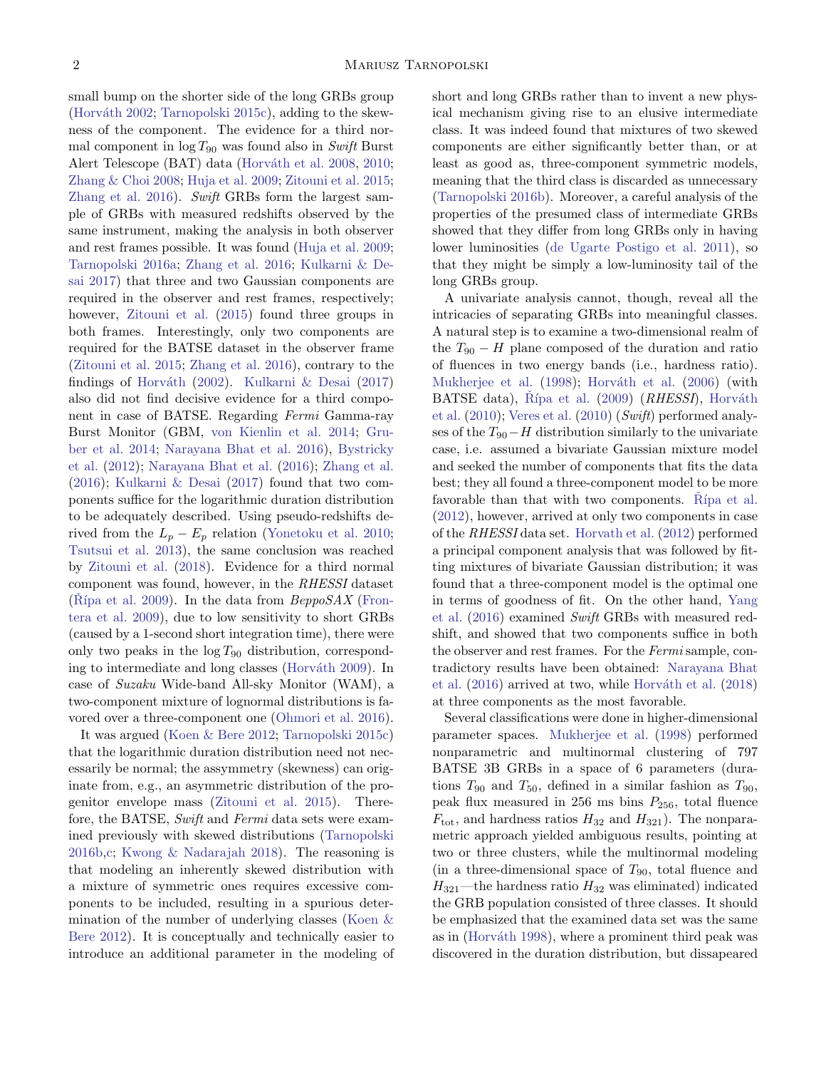small bump on the shorter side of the long GRBs group (Horváth 2002; Tarnopolski 2015c), adding to the skewness of the component. The evidence for a third normal component in $\log T_{90}$ was found also in *Swift* Burst Alert Telescope (BAT) data (Horváth et al. 2008, 2010; Zhang & Choi 2008; Huja et al. 2009; Zitouni et al. 2015; Zhang et al. 2016). *Swift* GRBs form the largest sample of GRBs with measured redshifts observed by the same instrument, making the analysis in both observer and rest frames possible. It was found (Huja et al. 2009; Tarnopolski 2016a; Zhang et al. 2016; Kulkarni & Desai 2017) that three and two Gaussian components are required in the observer and rest frames, respectively; however, Zitouni et al. (2015) found three groups in both frames. Interestingly, only two components are required for the BATSE dataset in the observer frame (Zitouni et al. 2015; Zhang et al. 2016), contrary to the findings of Horváth (2002). Kulkarni & Desai (2017) also did not find decisive evidence for a third component in case of BATSE. Regarding *Fermi* Gamma-ray Burst Monitor (GBM, von Kienlin et al. 2014; Gruber et al. 2014; Narayana Bhat et al. 2016), Bystricky et al. (2012); Narayana Bhat et al. (2016); Zhang et al. (2016); Kulkarni & Desai (2017) found that two components suffice for the logarithmic duration distribution to be adequately described. Using pseudo-redshifts derived from the $L_p - E_p$ relation (Yonetoku et al. 2010; Tsutsui et al. 2013), the same conclusion was reached by Zitouni et al. (2018). Evidence for a third normal component was found, however, in the *RHESSI* dataset (Řípa et al. 2009). In the data from *BeppoSAX* (Frontera et al. 2009), due to low sensitivity to short GRBs (caused by a 1-second short integration time), there were only two peaks in the $\log T_{90}$ distribution, corresponding to intermediate and long classes (Horváth 2009). In case of *Suzaku* Wide-band All-sky Monitor (WAM), a two-component mixture of lognormal distributions is favored over a three-component one (Ohmori et al. 2016).

It was argued (Koen & Bere 2012; Tarnopolski 2015c) that the logarithmic duration distribution need not necessarily be normal; the assymmetry (skewness) can originate from, e.g., an asymmetric distribution of the progenitor envelope mass (Zitouni et al. 2015). Therefore, the BATSE, *Swift* and *Fermi* data sets were examined previously with skewed distributions (Tarnopolski 2016b,c; Kwong & Nadarajah 2018). The reasoning is that modeling an inherently skewed distribution with a mixture of symmetric ones requires excessive components to be included, resulting in a spurious determination of the number of underlying classes (Koen & Bere 2012). It is conceptually and technically easier to introduce an additional parameter in the modeling of short and long GRBs rather than to invent a new physical mechanism giving rise to an elusive intermediate class. It was indeed found that mixtures of two skewed components are either significantly better than, or at least as good as, three-component symmetric models, meaning that the third class is discarded as unnecessary (Tarnopolski 2016b). Moreover, a careful analysis of the properties of the presumed class of intermediate GRBs showed that they differ from long GRBs only in having lower luminosities (de Ugarte Postigo et al. 2011), so that they might be simply a low-luminosity tail of the long GRBs group.

A univariate analysis cannot, though, reveal all the intricacies of separating GRBs into meaningful classes. A natural step is to examine a two-dimensional realm of the $T_{90} - H$ plane composed of the duration and ratio of fluences in two energy bands (i.e., hardness ratio). Mukherjee et al. (1998); Horváth et al. (2006) (with BATSE data), Řípa et al. (2009) (*RHESSI*), Horváth et al. (2010); Veres et al. (2010) (*Swift*) performed analyses of the $T_{90} - H$ distribution similarly to the univariate case, i.e. assumed a bivariate Gaussian mixture model and seeked the number of components that fits the data best; they all found a three-component model to be more favorable than that with two components. Řípa et al. (2012), however, arrived at only two components in case of the *RHESSI* data set. Horvath et al. (2012) performed a principal component analysis that was followed by fitting mixtures of bivariate Gaussian distribution; it was found that a three-component model is the optimal one in terms of goodness of fit. On the other hand, Yang et al. (2016) examined *Swift* GRBs with measured redshift, and showed that two components suffice in both the observer and rest frames. For the *Fermi* sample, contradictory results have been obtained: Narayana Bhat et al. (2016) arrived at two, while Horváth et al. (2018) at three components as the most favorable.

Several classifications were done in higher-dimensional parameter spaces. Mukherjee et al. (1998) performed nonparametric and multinormal clustering of 797 BATSE 3B GRBs in a space of 6 parameters (durations $T_{90}$ and $T_{50}$, defined in a similar fashion as $T_{90}$, peak flux measured in 256 ms bins $P_{256}$, total fluence $F_{\rm tot}$, and hardness ratios $H_{32}$ and $H_{321}$). The nonparametric approach yielded ambiguous results, pointing at two or three clusters, while the multinormal modeling (in a three-dimensional space of $T_{90}$, total fluence and $H_{321}$—the hardness ratio $H_{32}$ was eliminated) indicated the GRB population consisted of three classes. It should be emphasized that the examined data set was the same as in (Horváth 1998), where a prominent third peak was discovered in the duration distribution, but dissapeared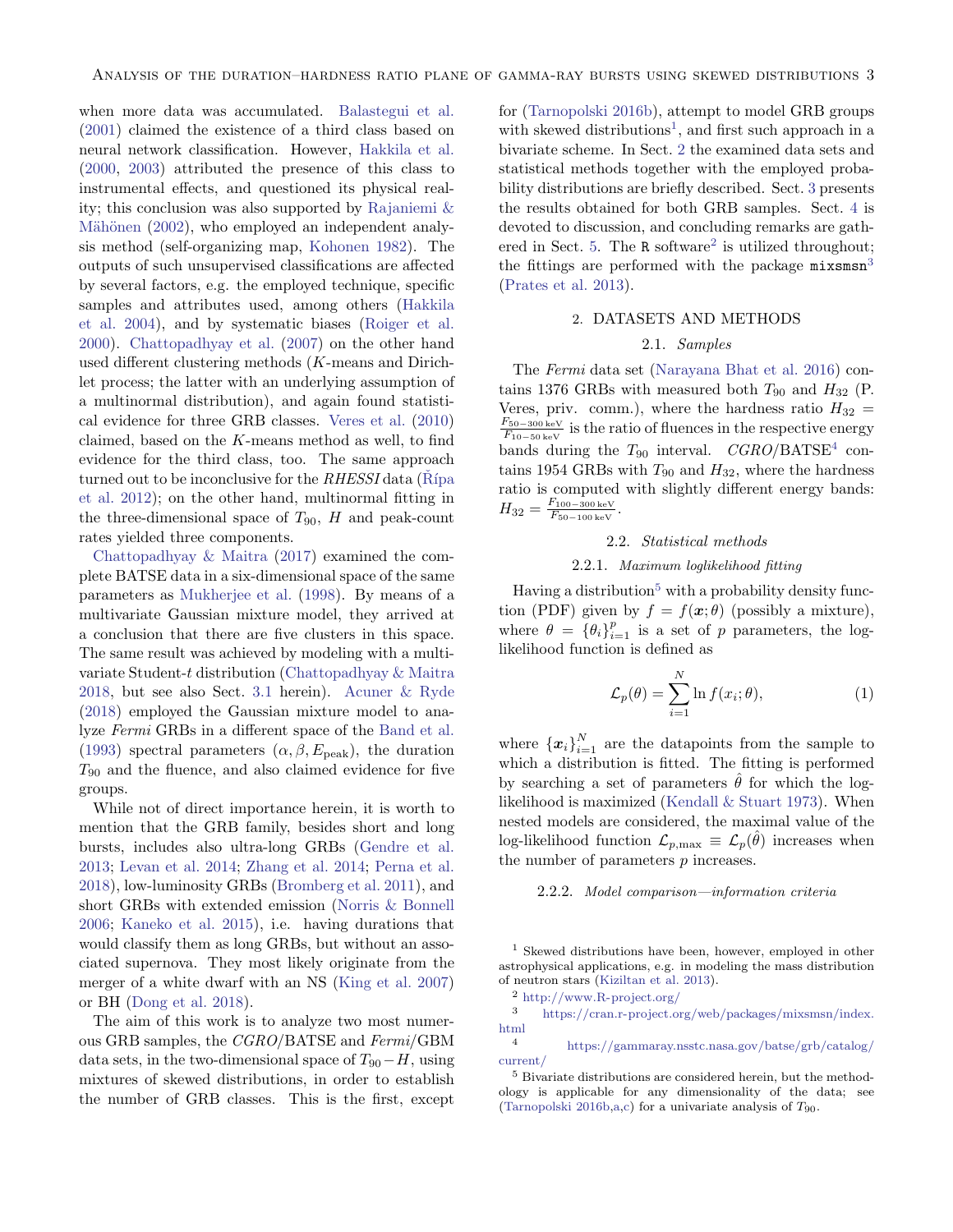when more data was accumulated. Balastegui et al. (2001) claimed the existence of a third class based on neural network classification. However, Hakkila et al. (2000, 2003) attributed the presence of this class to instrumental effects, and questioned its physical reality; this conclusion was also supported by Rajaniemi & Mähönen (2002), who employed an independent analysis method (self-organizing map, Kohonen 1982). The outputs of such unsupervised classifications are affected by several factors, e.g. the employed technique, specific samples and attributes used, among others (Hakkila et al. 2004), and by systematic biases (Roiger et al. 2000). Chattopadhyay et al. (2007) on the other hand used different clustering methods ($K$-means and Dirichlet process; the latter with an underlying assumption of a multinormal distribution), and again found statistical evidence for three GRB classes. Veres et al. (2010) claimed, based on the $K$-means method as well, to find evidence for the third class, too. The same approach turned out to be inconclusive for the *RHESSI* data (Řípa et al. 2012); on the other hand, multinormal fitting in the three-dimensional space of $T_{90}$, $H$ and peak-count rates yielded three components.

Chattopadhyay & Maitra (2017) examined the complete BATSE data in a six-dimensional space of the same parameters as Mukherjee et al. (1998). By means of a multivariate Gaussian mixture model, they arrived at a conclusion that there are five clusters in this space. The same result was achieved by modeling with a multivariate Student-$t$ distribution (Chattopadhyay & Maitra 2018, but see also Sect. 3.1 herein). Acuner & Ryde (2018) employed the Gaussian mixture model to analyze *Fermi* GRBs in a different space of the Band et al. (1993) spectral parameters ($\alpha, \beta, E_{\rm peak}$), the duration $T_{90}$ and the fluence, and also claimed evidence for five groups.

While not of direct importance herein, it is worth to mention that the GRB family, besides short and long bursts, includes also ultra-long GRBs (Gendre et al. 2013; Levan et al. 2014; Zhang et al. 2014; Perna et al. 2018), low-luminosity GRBs (Bromberg et al. 2011), and short GRBs with extended emission (Norris & Bonnell 2006; Kaneko et al. 2015), i.e. having durations that would classify them as long GRBs, but without an associated supernova. They most likely originate from the merger of a white dwarf with an NS (King et al. 2007) or BH (Dong et al. 2018).

The aim of this work is to analyze two most numerous GRB samples, the *CGRO*/BATSE and *Fermi*/GBM data sets, in the two-dimensional space of $T_{90}-H$, using mixtures of skewed distributions, in order to establish the number of GRB classes. This is the first, except for (Tarnopolski 2016b), attempt to model GRB groups with skewed distributions[1], and first such approach in a bivariate scheme. In Sect. 2 the examined data sets and statistical methods together with the employed probability distributions are briefly described. Sect. 3 presents the results obtained for both GRB samples. Sect. 4 is devoted to discussion, and concluding remarks are gathered in Sect. 5. The R software[2] is utilized throughout; the fittings are performed with the package `mixsmsn`[3] (Prates et al. 2013).

## 2. DATASETS AND METHODS

### 2.1. *Samples*

The *Fermi* data set (Narayana Bhat et al. 2016) contains 1376 GRBs with measured both $T_{90}$ and $H_{32}$ (P. Veres, priv. comm.), where the hardness ratio $H_{32} = \frac{F_{50-300\,{\rm keV}}}{F_{10-50\,{\rm keV}}}$ is the ratio of fluences in the respective energy bands during the $T_{90}$ interval. *CGRO*/BATSE[4] contains 1954 GRBs with $T_{90}$ and $H_{32}$, where the hardness ratio is computed with slightly different energy bands: $H_{32} = \frac{F_{100-300\,{\rm keV}}}{F_{50-100\,{\rm keV}}}$.

### 2.2. *Statistical methods*

#### 2.2.1. *Maximum loglikelihood fitting*

Having a distribution[5] with a probability density function (PDF) given by $f = f(\boldsymbol{x};\theta)$ (possibly a mixture), where $\theta = \{\theta_i\}_{i=1}^{p}$ is a set of $p$ parameters, the log-likelihood function is defined as

$$\mathcal{L}_p(\theta) = \sum_{i=1}^{N} \ln f(x_i;\theta), \qquad (1)$$

where $\{\boldsymbol{x}_i\}_{i=1}^{N}$ are the datapoints from the sample to which a distribution is fitted. The fitting is performed by searching a set of parameters $\hat{\theta}$ for which the log-likelihood is maximized (Kendall & Stuart 1973). When nested models are considered, the maximal value of the log-likelihood function $\mathcal{L}_{p,{\rm max}} \equiv \mathcal{L}_p(\hat{\theta})$ increases when the number of parameters $p$ increases.

#### 2.2.2. *Model comparison—information criteria*

---

[1] Skewed distributions have been, however, employed in other astrophysical applications, e.g. in modeling the mass distribution of neutron stars (Kiziltan et al. 2013).

[2] http://www.R-project.org/

[3] https://cran.r-project.org/web/packages/mixsmsn/index.html

[4] https://gammaray.nsstc.nasa.gov/batse/grb/catalog/current/

[5] Bivariate distributions are considered herein, but the methodology is applicable for any dimensionality of the data; see (Tarnopolski 2016b,a,c) for a univariate analysis of $T_{90}$.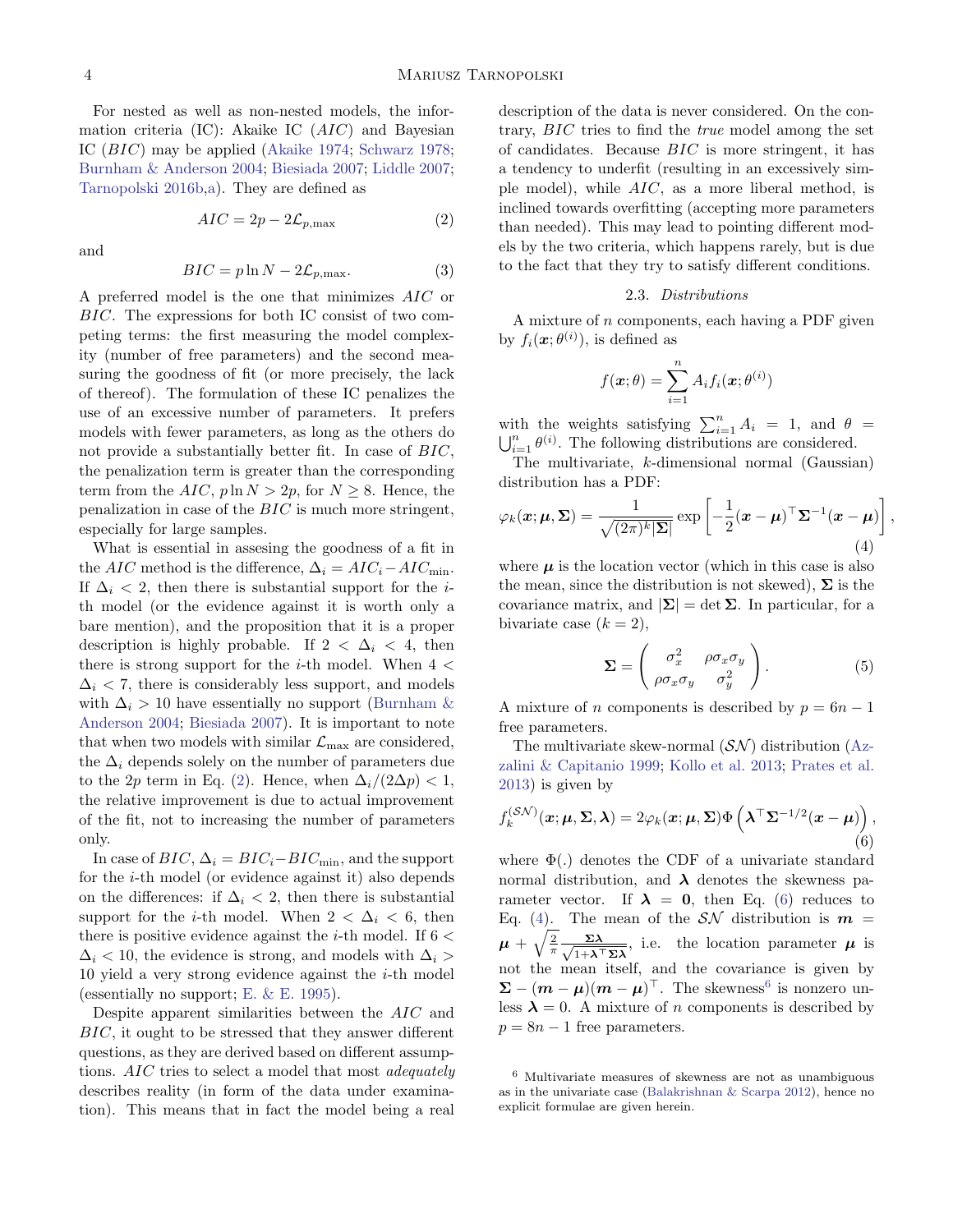For nested as well as non-nested models, the information criteria (IC): Akaike IC ($AIC$) and Bayesian IC ($BIC$) may be applied (Akaike 1974; Schwarz 1978; Burnham & Anderson 2004; Biesiada 2007; Liddle 2007; Tarnopolski 2016b,a). They are defined as

$$AIC = 2p - 2\mathcal{L}_{p,\max} \tag{2}$$

and

$$BIC = p\ln N - 2\mathcal{L}_{p,\max}. \tag{3}$$

A preferred model is the one that minimizes $AIC$ or $BIC$. The expressions for both IC consist of two competing terms: the first measuring the model complexity (number of free parameters) and the second measuring the goodness of fit (or more precisely, the lack of thereof). The formulation of these IC penalizes the use of an excessive number of parameters. It prefers models with fewer parameters, as long as the others do not provide a substantially better fit. In case of $BIC$, the penalization term is greater than the corresponding term from the $AIC$, $p\ln N > 2p$, for $N \geq 8$. Hence, the penalization in case of the $BIC$ is much more stringent, especially for large samples.

What is essential in assesing the goodness of a fit in the $AIC$ method is the difference, $\Delta_i = AIC_i - AIC_{\min}$. If $\Delta_i < 2$, then there is substantial support for the $i$-th model (or the evidence against it is worth only a bare mention), and the proposition that it is a proper description is highly probable. If $2 < \Delta_i < 4$, then there is strong support for the $i$-th model. When $4 < \Delta_i < 7$, there is considerably less support, and models with $\Delta_i > 10$ have essentially no support (Burnham & Anderson 2004; Biesiada 2007). It is important to note that when two models with similar $\mathcal{L}_{\max}$ are considered, the $\Delta_i$ depends solely on the number of parameters due to the $2p$ term in Eq. (2). Hence, when $\Delta_i/(2\Delta p) < 1$, the relative improvement is due to actual improvement of the fit, not to increasing the number of parameters only.

In case of $BIC$, $\Delta_i = BIC_i - BIC_{\min}$, and the support for the $i$-th model (or evidence against it) also depends on the differences: if $\Delta_i < 2$, then there is substantial support for the $i$-th model. When $2 < \Delta_i < 6$, then there is positive evidence against the $i$-th model. If $6 < \Delta_i < 10$, the evidence is strong, and models with $\Delta_i > 10$ yield a very strong evidence against the $i$-th model (essentially no support; E. & E. 1995).

Despite apparent similarities between the $AIC$ and $BIC$, it ought to be stressed that they answer different questions, as they are derived based on different assumptions. $AIC$ tries to select a model that most *adequately* describes reality (in form of the data under examination). This means that in fact the model being a real description of the data is never considered. On the contrary, $BIC$ tries to find the *true* model among the set of candidates. Because $BIC$ is more stringent, it has a tendency to underfit (resulting in an excessively simple model), while $AIC$, as a more liberal method, is inclined towards overfitting (accepting more parameters than needed). This may lead to pointing different models by the two criteria, which happens rarely, but is due to the fact that they try to satisfy different conditions.

### 2.3. *Distributions*

A mixture of $n$ components, each having a PDF given by $f_i(\boldsymbol{x};\theta^{(i)})$, is defined as

$$f(\boldsymbol{x};\theta) = \sum_{i=1}^{n} A_i f_i(\boldsymbol{x};\theta^{(i)})$$

with the weights satisfying $\sum_{i=1}^{n} A_i = 1$, and $\theta = \bigcup_{i=1}^{n}\theta^{(i)}$. The following distributions are considered.

The multivariate, $k$-dimensional normal (Gaussian) distribution has a PDF:

$$\varphi_k(\boldsymbol{x};\boldsymbol{\mu},\boldsymbol{\Sigma}) = \frac{1}{\sqrt{(2\pi)^k|\boldsymbol{\Sigma}|}}\exp\left[-\frac{1}{2}(\boldsymbol{x}-\boldsymbol{\mu})^\top\boldsymbol{\Sigma}^{-1}(\boldsymbol{x}-\boldsymbol{\mu})\right], \tag{4}$$

where $\boldsymbol{\mu}$ is the location vector (which in this case is also the mean, since the distribution is not skewed), $\boldsymbol{\Sigma}$ is the covariance matrix, and $|\boldsymbol{\Sigma}| = \det\boldsymbol{\Sigma}$. In particular, for a bivariate case ($k=2$),

$$\boldsymbol{\Sigma} = \begin{pmatrix} \sigma_x^2 & \rho\sigma_x\sigma_y \\ \rho\sigma_x\sigma_y & \sigma_y^2 \end{pmatrix}. \tag{5}$$

A mixture of $n$ components is described by $p = 6n-1$ free parameters.

The multivariate skew-normal ($\mathcal{SN}$) distribution (Azzalini & Capitanio 1999; Kollo et al. 2013; Prates et al. 2013) is given by

$$f_k^{(\mathcal{SN})}(\boldsymbol{x};\boldsymbol{\mu},\boldsymbol{\Sigma},\boldsymbol{\lambda}) = 2\varphi_k(\boldsymbol{x};\boldsymbol{\mu},\boldsymbol{\Sigma})\Phi\left(\boldsymbol{\lambda}^\top\boldsymbol{\Sigma}^{-1/2}(\boldsymbol{x}-\boldsymbol{\mu})\right), \tag{6}$$

where $\Phi(.)$ denotes the CDF of a univariate standard normal distribution, and $\boldsymbol{\lambda}$ denotes the skewness parameter vector. If $\boldsymbol{\lambda} = \boldsymbol{0}$, then Eq. (6) reduces to Eq. (4). The mean of the $\mathcal{SN}$ distribution is $\boldsymbol{m} = \boldsymbol{\mu} + \sqrt{\frac{2}{\pi}}\frac{\boldsymbol{\Sigma\lambda}}{\sqrt{1+\boldsymbol{\lambda}^\top\boldsymbol{\Sigma\lambda}}}$, i.e. the location parameter $\boldsymbol{\mu}$ is not the mean itself, and the covariance is given by $\boldsymbol{\Sigma} - (\boldsymbol{m}-\boldsymbol{\mu})(\boldsymbol{m}-\boldsymbol{\mu})^\top$. The skewness[6] is nonzero unless $\boldsymbol{\lambda} = 0$. A mixture of $n$ components is described by $p = 8n-1$ free parameters.

[6] Multivariate measures of skewness are not as unambiguous as in the univariate case (Balakrishnan & Scarpa 2012), hence no explicit formulae are given herein.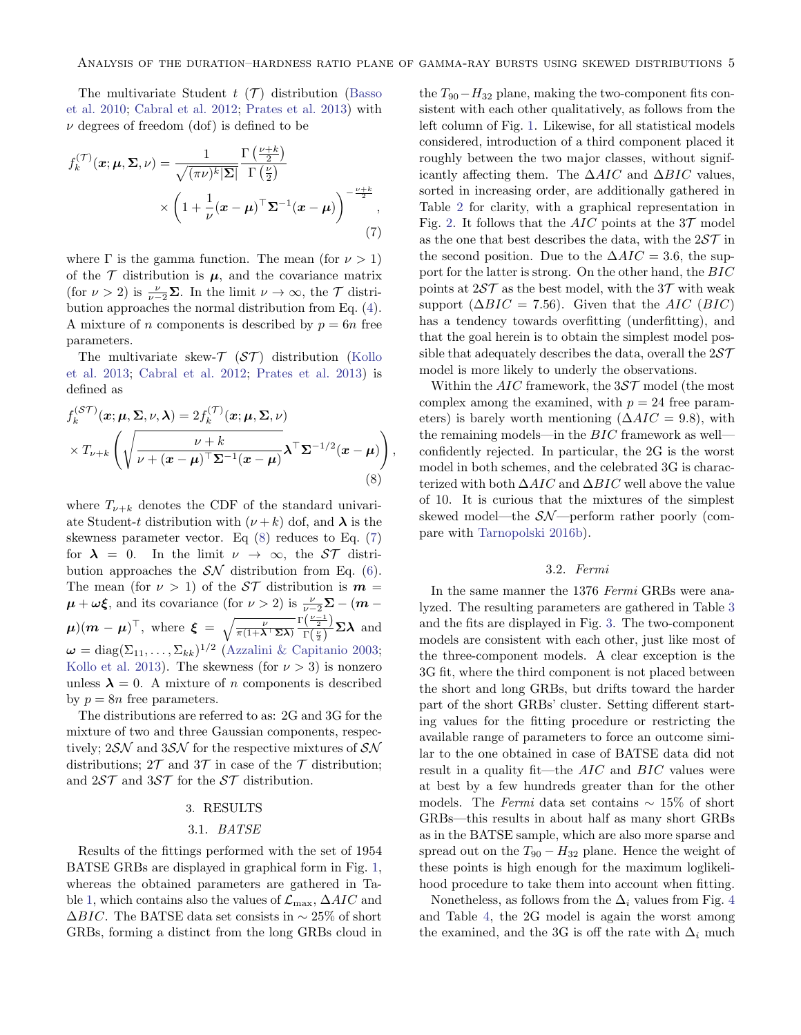The multivariate Student $t$ ($\mathcal{T}$) distribution (Basso et al. 2010; Cabral et al. 2012; Prates et al. 2013) with $\nu$ degrees of freedom (dof) is defined to be

$$f_k^{(\mathcal{T})}(\boldsymbol{x};\boldsymbol{\mu},\boldsymbol{\Sigma},\nu) = \frac{1}{\sqrt{(\pi\nu)^k|\boldsymbol{\Sigma}|}}\frac{\Gamma\left(\frac{\nu+k}{2}\right)}{\Gamma\left(\frac{\nu}{2}\right)} \times \left(1+\frac{1}{\nu}(\boldsymbol{x}-\boldsymbol{\mu})^\top\boldsymbol{\Sigma}^{-1}(\boldsymbol{x}-\boldsymbol{\mu})\right)^{-\frac{\nu+k}{2}}, \tag{7}$$

where $\Gamma$ is the gamma function. The mean (for $\nu > 1$) of the $\mathcal{T}$ distribution is $\boldsymbol{\mu}$, and the covariance matrix (for $\nu > 2$) is $\frac{\nu}{\nu-2}\boldsymbol{\Sigma}$. In the limit $\nu \to \infty$, the $\mathcal{T}$ distribution approaches the normal distribution from Eq. (4). A mixture of $n$ components is described by $p = 6n$ free parameters.

The multivariate skew-$\mathcal{T}$ ($\mathcal{ST}$) distribution (Kollo et al. 2013; Cabral et al. 2012; Prates et al. 2013) is defined as

$$f_k^{(\mathcal{ST})}(\boldsymbol{x};\boldsymbol{\mu},\boldsymbol{\Sigma},\nu,\boldsymbol{\lambda}) = 2f_k^{(\mathcal{T})}(\boldsymbol{x};\boldsymbol{\mu},\boldsymbol{\Sigma},\nu) \times T_{\nu+k}\left(\sqrt{\frac{\nu+k}{\nu+(\boldsymbol{x}-\boldsymbol{\mu})^\top\boldsymbol{\Sigma}^{-1}(\boldsymbol{x}-\boldsymbol{\mu})}}\boldsymbol{\lambda}^\top\boldsymbol{\Sigma}^{-1/2}(\boldsymbol{x}-\boldsymbol{\mu})\right), \tag{8}$$

where $T_{\nu+k}$ denotes the CDF of the standard univariate Student-$t$ distribution with $(\nu+k)$ dof, and $\boldsymbol{\lambda}$ is the skewness parameter vector. Eq (8) reduces to Eq. (7) for $\boldsymbol{\lambda} = 0$. In the limit $\nu \to \infty$, the $\mathcal{ST}$ distribution approaches the $\mathcal{SN}$ distribution from Eq. (6). The mean (for $\nu > 1$) of the $\mathcal{ST}$ distribution is $\boldsymbol{m} = \boldsymbol{\mu} + \boldsymbol{\omega}\boldsymbol{\xi}$, and its covariance (for $\nu > 2$) is $\frac{\nu}{\nu-2}\boldsymbol{\Sigma} - (\boldsymbol{m}-\boldsymbol{\mu})(\boldsymbol{m}-\boldsymbol{\mu})^\top$, where $\boldsymbol{\xi} = \sqrt{\frac{\nu}{\pi(1+\boldsymbol{\lambda}^\top\boldsymbol{\Sigma}\boldsymbol{\lambda})}}\frac{\Gamma\left(\frac{\nu-1}{2}\right)}{\Gamma\left(\frac{\nu}{2}\right)}\boldsymbol{\Sigma}\boldsymbol{\lambda}$ and $\boldsymbol{\omega} = \mathrm{diag}(\Sigma_{11},\ldots,\Sigma_{kk})^{1/2}$ (Azzalini & Capitanio 2003; Kollo et al. 2013). The skewness (for $\nu > 3$) is nonzero unless $\boldsymbol{\lambda} = 0$. A mixture of $n$ components is described by $p = 8n$ free parameters.

The distributions are referred to as: 2G and 3G for the mixture of two and three Gaussian components, respectively; $2\mathcal{SN}$ and $3\mathcal{SN}$ for the respective mixtures of $\mathcal{SN}$ distributions; $2\mathcal{T}$ and $3\mathcal{T}$ in case of the $\mathcal{T}$ distribution; and $2\mathcal{ST}$ and $3\mathcal{ST}$ for the $\mathcal{ST}$ distribution.

## 3. RESULTS

### 3.1. *BATSE*

Results of the fittings performed with the set of 1954 BATSE GRBs are displayed in graphical form in Fig. 1, whereas the obtained parameters are gathered in Table 1, which contains also the values of $\mathcal{L}_{\max}$, $\Delta AIC$ and $\Delta BIC$. The BATSE data set consists in $\sim 25\%$ of short GRBs, forming a distinct from the long GRBs cloud in the $T_{90} - H_{32}$ plane, making the two-component fits consistent with each other qualitatively, as follows from the left column of Fig. 1. Likewise, for all statistical models considered, introduction of a third component placed it roughly between the two major classes, without significantly affecting them. The $\Delta AIC$ and $\Delta BIC$ values, sorted in increasing order, are additionally gathered in Table 2 for clarity, with a graphical representation in Fig. 2. It follows that the $AIC$ points at the $3\mathcal{T}$ model as the one that best describes the data, with the $2\mathcal{ST}$ in the second position. Due to the $\Delta AIC = 3.6$, the support for the latter is strong. On the other hand, the $BIC$ points at $2\mathcal{ST}$ as the best model, with the $3\mathcal{T}$ with weak support ($\Delta BIC = 7.56$). Given that the $AIC$ ($BIC$) has a tendency towards overfitting (underfitting), and that the goal herein is to obtain the simplest model possible that adequately describes the data, overall the $2\mathcal{ST}$ model is more likely to underly the observations.

Within the $AIC$ framework, the $3\mathcal{ST}$ model (the most complex among the examined, with $p = 24$ free parameters) is barely worth mentioning ($\Delta AIC = 9.8$), with the remaining models—in the $BIC$ framework as well—confidently rejected. In particular, the 2G is the worst model in both schemes, and the celebrated 3G is characterized with both $\Delta AIC$ and $\Delta BIC$ well above the value of 10. It is curious that the mixtures of the simplest skewed model—the $\mathcal{SN}$—perform rather poorly (compare with Tarnopolski 2016b).

### 3.2. *Fermi*

In the same manner the 1376 *Fermi* GRBs were analyzed. The resulting parameters are gathered in Table 3 and the fits are displayed in Fig. 3. The two-component models are consistent with each other, just like most of the three-component models. A clear exception is the 3G fit, where the third component is not placed between the short and long GRBs, but drifts toward the harder part of the short GRBs' cluster. Setting different starting values for the fitting procedure or restricting the available range of parameters to force an outcome similar to the one obtained in case of BATSE data did not result in a quality fit—the $AIC$ and $BIC$ values were at best by a few hundreds greater than for the other models. The *Fermi* data set contains $\sim 15\%$ of short GRBs—this results in about half as many short GRBs as in the BATSE sample, which are also more sparse and spread out on the $T_{90} - H_{32}$ plane. Hence the weight of these points is high enough for the maximum loglikelihood procedure to take them into account when fitting.

Nonetheless, as follows from the $\Delta_i$ values from Fig. 4 and Table 4, the 2G model is again the worst among the examined, and the 3G is off the rate with $\Delta_i$ much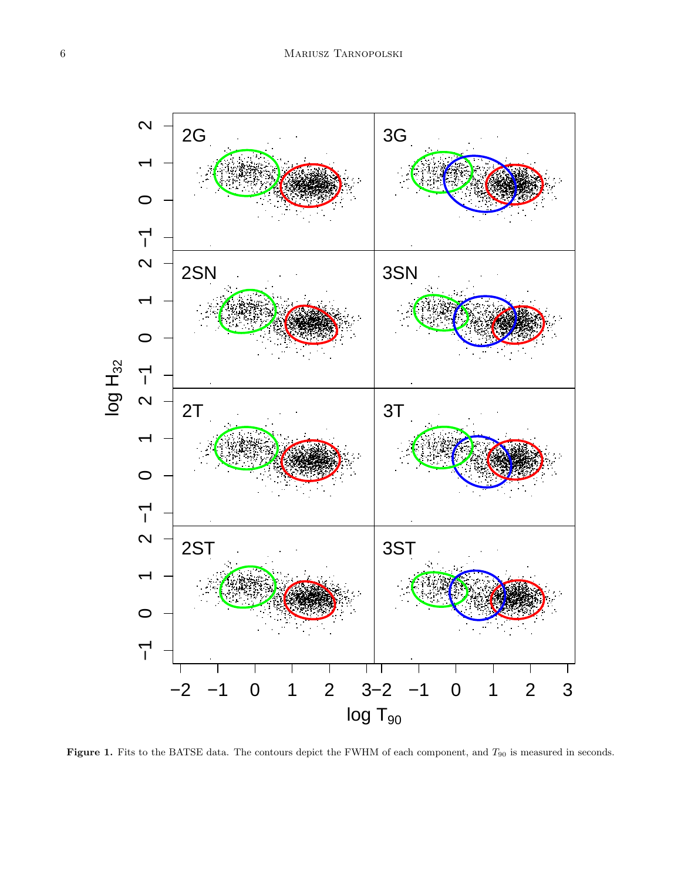**Figure 1.** Fits to the BATSE data. The contours depict the FWHM of each component, and $T_{90}$ is measured in seconds.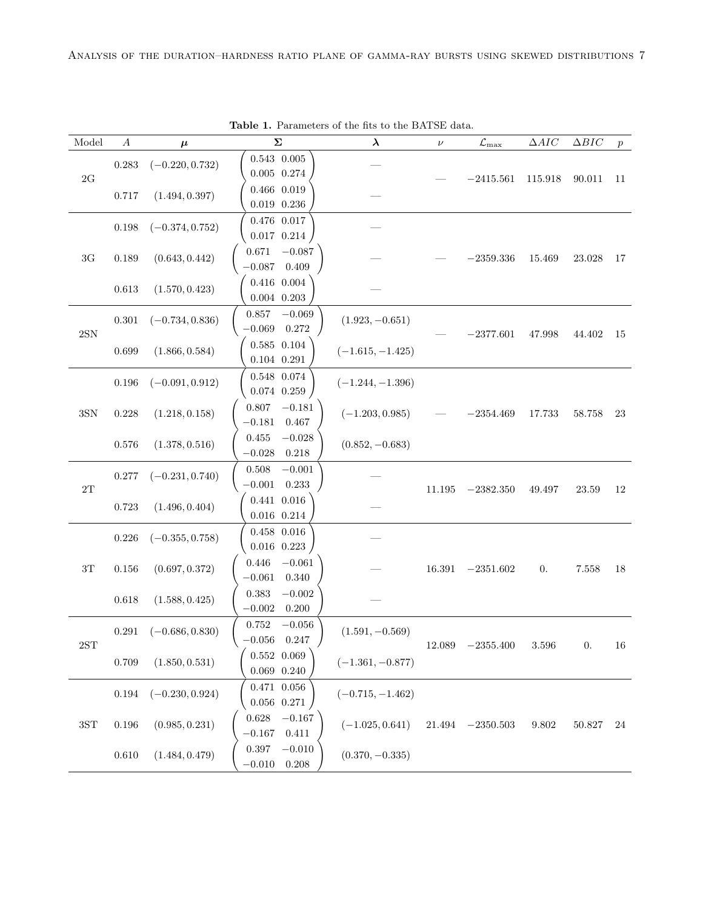**Table 1.** Parameters of the fits to the BATSE data.

| Model | $A$ | $\boldsymbol{\mu}$ | $\boldsymbol{\Sigma}$ | $\boldsymbol{\lambda}$ | $\nu$ | $\mathcal{L}_{\max}$ | $\Delta AIC$ | $\Delta BIC$ | $p$ |
|---|---|---|---|---|---|---|---|---|---|
| 2G | 0.283 | $(-0.220, 0.732)$ | $\begin{pmatrix} 0.543 & 0.005 \\ 0.005 & 0.274 \end{pmatrix}$ | — | — | $-2415.561$ | 115.918 | 90.011 | 11 |
| | 0.717 | $(1.494, 0.397)$ | $\begin{pmatrix} 0.466 & 0.019 \\ 0.019 & 0.236 \end{pmatrix}$ | — | | | | | |
| 3G | 0.198 | $(-0.374, 0.752)$ | $\begin{pmatrix} 0.476 & 0.017 \\ 0.017 & 0.214 \end{pmatrix}$ | — | — | $-2359.336$ | 15.469 | 23.028 | 17 |
| | 0.189 | $(0.643, 0.442)$ | $\begin{pmatrix} 0.671 & -0.087 \\ -0.087 & 0.409 \end{pmatrix}$ | — | | | | | |
| | 0.613 | $(1.570, 0.423)$ | $\begin{pmatrix} 0.416 & 0.004 \\ 0.004 & 0.203 \end{pmatrix}$ | — | | | | | |
| 2SN | 0.301 | $(-0.734, 0.836)$ | $\begin{pmatrix} 0.857 & -0.069 \\ -0.069 & 0.272 \end{pmatrix}$ | $(1.923, -0.651)$ | — | $-2377.601$ | 47.998 | 44.402 | 15 |
| | 0.699 | $(1.866, 0.584)$ | $\begin{pmatrix} 0.585 & 0.104 \\ 0.104 & 0.291 \end{pmatrix}$ | $(-1.615, -1.425)$ | | | | | |
| 3SN | 0.196 | $(-0.091, 0.912)$ | $\begin{pmatrix} 0.548 & 0.074 \\ 0.074 & 0.259 \end{pmatrix}$ | $(-1.244, -1.396)$ | — | $-2354.469$ | 17.733 | 58.758 | 23 |
| | 0.228 | $(1.218, 0.158)$ | $\begin{pmatrix} 0.807 & -0.181 \\ -0.181 & 0.467 \end{pmatrix}$ | $(-1.203, 0.985)$ | | | | | |
| | 0.576 | $(1.378, 0.516)$ | $\begin{pmatrix} 0.455 & -0.028 \\ -0.028 & 0.218 \end{pmatrix}$ | $(0.852, -0.683)$ | | | | | |
| 2T | 0.277 | $(-0.231, 0.740)$ | $\begin{pmatrix} 0.508 & -0.001 \\ -0.001 & 0.233 \end{pmatrix}$ | — | 11.195 | $-2382.350$ | 49.497 | 23.59 | 12 |
| | 0.723 | $(1.496, 0.404)$ | $\begin{pmatrix} 0.441 & 0.016 \\ 0.016 & 0.214 \end{pmatrix}$ | — | | | | | |
| 3T | 0.226 | $(-0.355, 0.758)$ | $\begin{pmatrix} 0.458 & 0.016 \\ 0.016 & 0.223 \end{pmatrix}$ | — | 16.391 | $-2351.602$ | 0. | 7.558 | 18 |
| | 0.156 | $(0.697, 0.372)$ | $\begin{pmatrix} 0.446 & -0.061 \\ -0.061 & 0.340 \end{pmatrix}$ | — | | | | | |
| | 0.618 | $(1.588, 0.425)$ | $\begin{pmatrix} 0.383 & -0.002 \\ -0.002 & 0.200 \end{pmatrix}$ | — | | | | | |
| 2ST | 0.291 | $(-0.686, 0.830)$ | $\begin{pmatrix} 0.752 & -0.056 \\ -0.056 & 0.247 \end{pmatrix}$ | $(1.591, -0.569)$ | 12.089 | $-2355.400$ | 3.596 | 0. | 16 |
| | 0.709 | $(1.850, 0.531)$ | $\begin{pmatrix} 0.552 & 0.069 \\ 0.069 & 0.240 \end{pmatrix}$ | $(-1.361, -0.877)$ | | | | | |
| 3ST | 0.194 | $(-0.230, 0.924)$ | $\begin{pmatrix} 0.471 & 0.056 \\ 0.056 & 0.271 \end{pmatrix}$ | $(-0.715, -1.462)$ | 21.494 | $-2350.503$ | 9.802 | 50.827 | 24 |
| | 0.196 | $(0.985, 0.231)$ | $\begin{pmatrix} 0.628 & -0.167 \\ -0.167 & 0.411 \end{pmatrix}$ | $(-1.025, 0.641)$ | | | | | |
| | 0.610 | $(1.484, 0.479)$ | $\begin{pmatrix} 0.397 & -0.010 \\ -0.010 & 0.208 \end{pmatrix}$ | $(0.370, -0.335)$ | | | | | |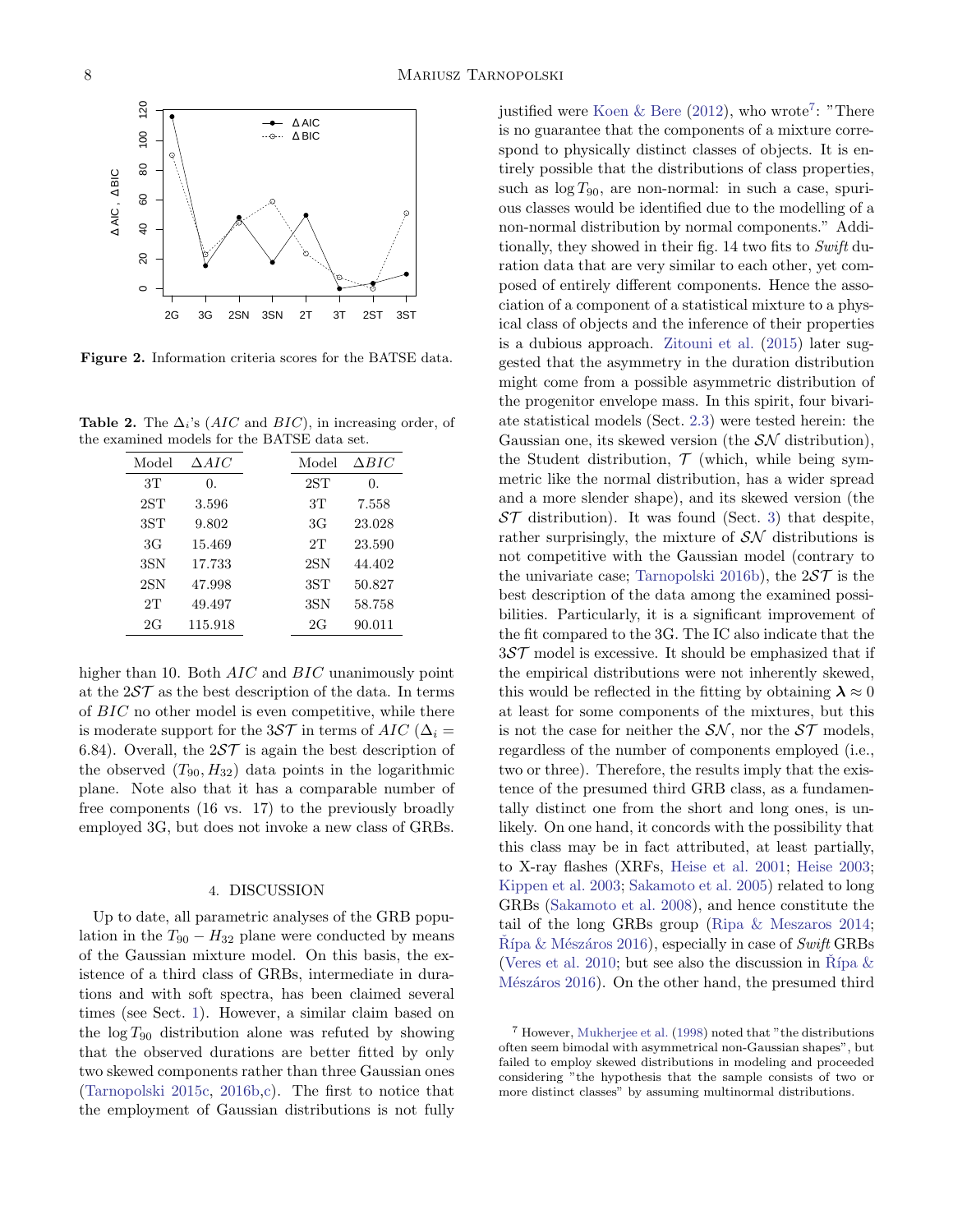Figure 2. Information criteria scores for the BATSE data.

Table 2. The $\Delta_i$'s ($AIC$ and $BIC$), in increasing order, of the examined models for the BATSE data set.

| Model | $\Delta AIC$ | Model | $\Delta BIC$ |
|---|---|---|---|
| 3T | 0. | 2ST | 0. |
| 2ST | 3.596 | 3T | 7.558 |
| 3ST | 9.802 | 3G | 23.028 |
| 3G | 15.469 | 2T | 23.590 |
| 3SN | 17.733 | 2SN | 44.402 |
| 2SN | 47.998 | 3ST | 50.827 |
| 2T | 49.497 | 3SN | 58.758 |
| 2G | 115.918 | 2G | 90.011 |

higher than 10. Both $AIC$ and $BIC$ unanimously point at the $2\mathcal{ST}$ as the best description of the data. In terms of $BIC$ no other model is even competitive, while there is moderate support for the $3\mathcal{ST}$ in terms of $AIC$ ($\Delta_i = 6.84$). Overall, the $2\mathcal{ST}$ is again the best description of the observed $(T_{90}, H_{32})$ data points in the logarithmic plane. Note also that it has a comparable number of free components (16 vs. 17) to the previously broadly employed 3G, but does not invoke a new class of GRBs.

## 4. DISCUSSION

Up to date, all parametric analyses of the GRB population in the $T_{90} - H_{32}$ plane were conducted by means of the Gaussian mixture model. On this basis, the existence of a third class of GRBs, intermediate in durations and with soft spectra, has been claimed several times (see Sect. 1). However, a similar claim based on the $\log T_{90}$ distribution alone was refuted by showing that the observed durations are better fitted by only two skewed components rather than three Gaussian ones (Tarnopolski 2015c, 2016b,c). The first to notice that the employment of Gaussian distributions is not fully justified were Koen & Bere (2012), who wrote[7]: "There is no guarantee that the components of a mixture correspond to physically distinct classes of objects. It is entirely possible that the distributions of class properties, such as $\log T_{90}$, are non-normal: in such a case, spurious classes would be identified due to the modelling of a non-normal distribution by normal components." Additionally, they showed in their fig. 14 two fits to *Swift* duration data that are very similar to each other, yet composed of entirely different components. Hence the association of a component of a statistical mixture to a physical class of objects and the inference of their properties is a dubious approach. Zitouni et al. (2015) later suggested that the asymmetry in the duration distribution might come from a possible asymmetric distribution of the progenitor envelope mass. In this spirit, four bivariate statistical models (Sect. 2.3) were tested herein: the Gaussian one, its skewed version (the $\mathcal{SN}$ distribution), the Student distribution, $\mathcal{T}$ (which, while being symmetric like the normal distribution, has a wider spread and a more slender shape), and its skewed version (the $\mathcal{ST}$ distribution). It was found (Sect. 3) that despite, rather surprisingly, the mixture of $\mathcal{SN}$ distributions is not competitive with the Gaussian model (contrary to the univariate case; Tarnopolski 2016b), the $2\mathcal{ST}$ is the best description of the data among the examined possibilities. Particularly, it is a significant improvement of the fit compared to the 3G. The IC also indicate that the $3\mathcal{ST}$ model is excessive. It should be emphasized that if the empirical distributions were not inherently skewed, this would be reflected in the fitting by obtaining $\boldsymbol{\lambda} \approx 0$ at least for some components of the mixtures, but this is not the case for neither the $\mathcal{SN}$, nor the $\mathcal{ST}$ models, regardless of the number of components employed (i.e., two or three). Therefore, the results imply that the existence of the presumed third GRB class, as a fundamentally distinct one from the short and long ones, is unlikely. On one hand, it concords with the possibility that this class may be in fact attributed, at least partially, to X-ray flashes (XRFs, Heise et al. 2001; Heise 2003; Kippen et al. 2003; Sakamoto et al. 2005) related to long GRBs (Sakamoto et al. 2008), and hence constitute the tail of the long GRBs group (Ripa & Meszaros 2014; Řípa & Mészáros 2016), especially in case of *Swift* GRBs (Veres et al. 2010; but see also the discussion in Řípa & Mészáros 2016). On the other hand, the presumed third

[7] However, Mukherjee et al. (1998) noted that "the distributions often seem bimodal with asymmetrical non-Gaussian shapes", but failed to employ skewed distributions in modeling and proceeded considering "the hypothesis that the sample consists of two or more distinct classes" by assuming multinormal distributions.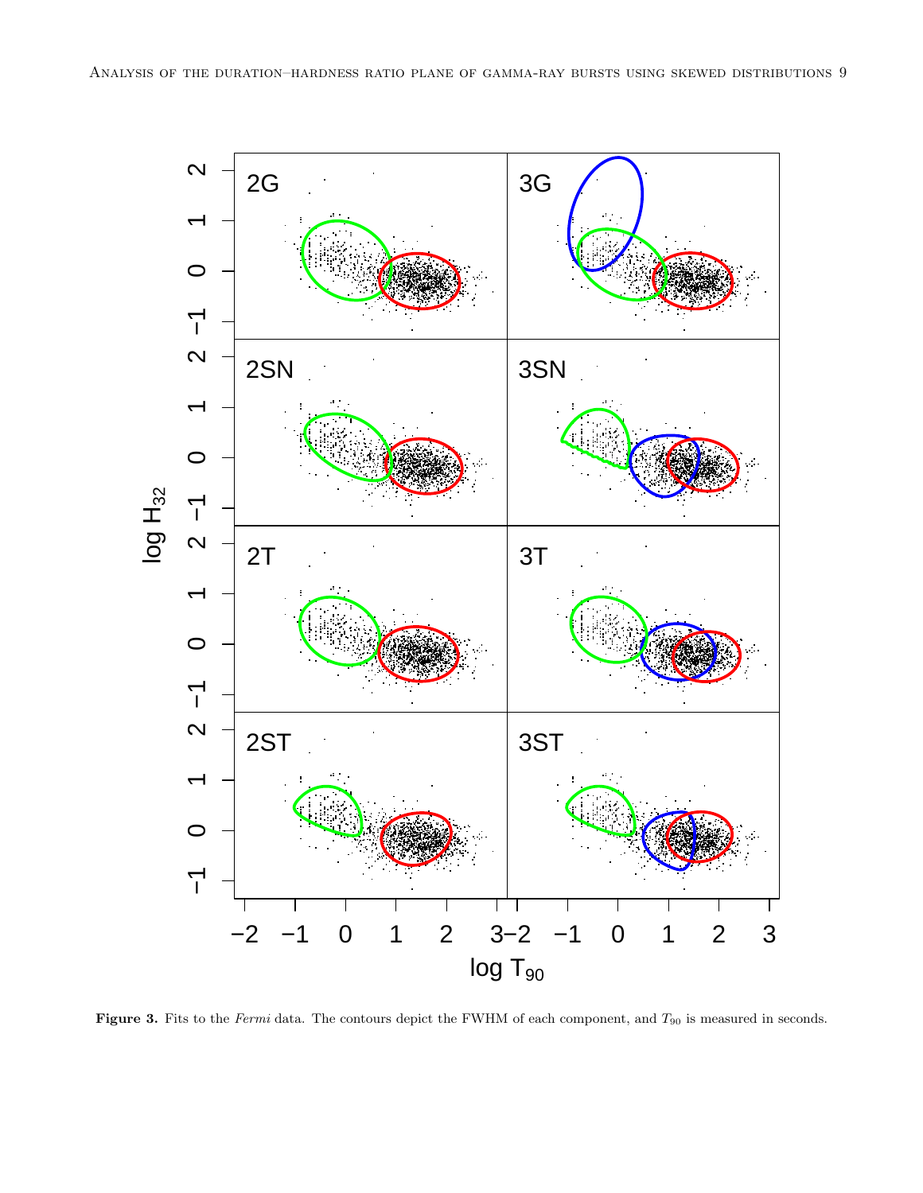**Figure 3.** Fits to the *Fermi* data. The contours depict the FWHM of each component, and $T_{90}$ is measured in seconds.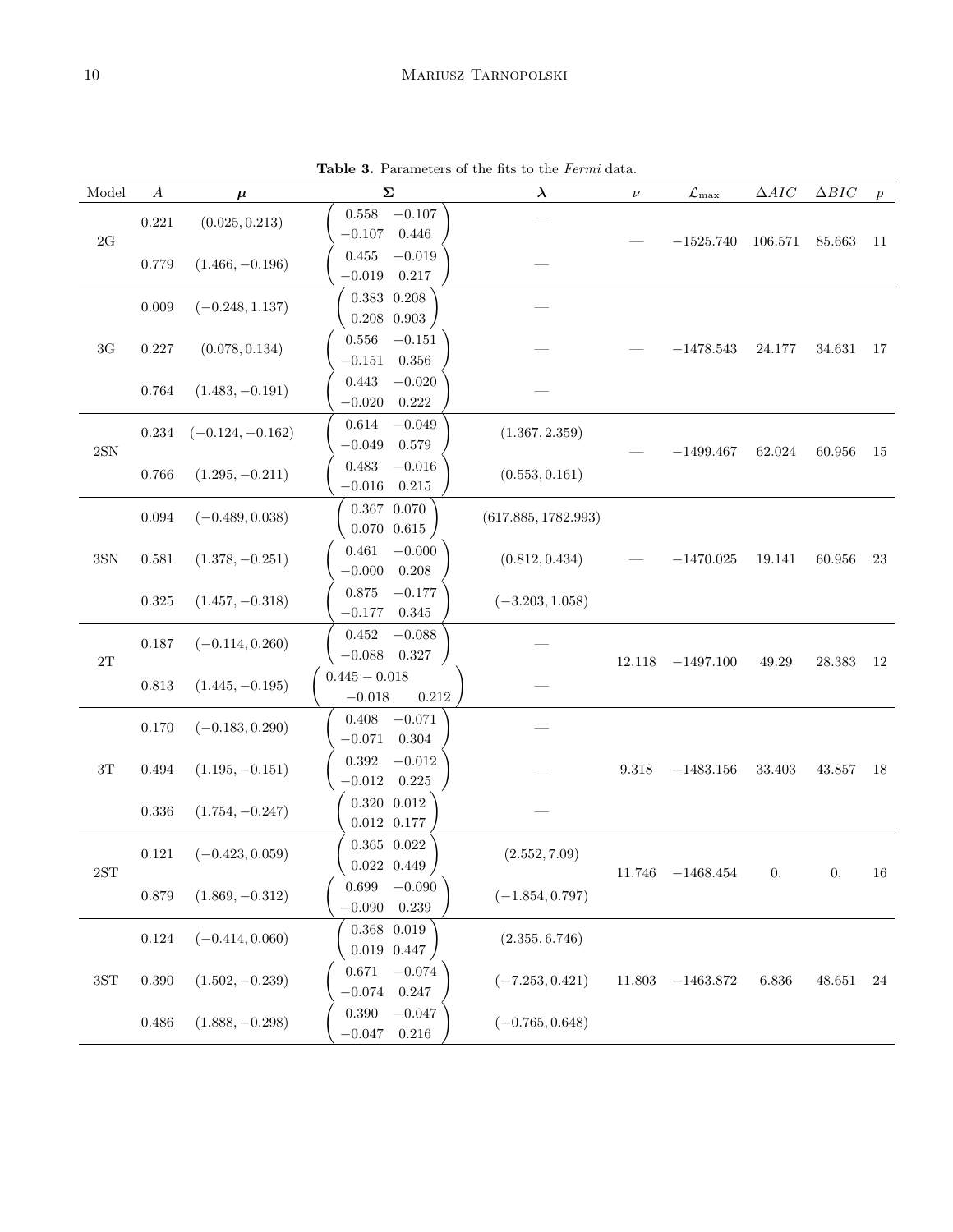**Table 3.** Parameters of the fits to the *Fermi* data.

| Model | $A$ | $\boldsymbol{\mu}$ | $\boldsymbol{\Sigma}$ | $\boldsymbol{\lambda}$ | $\nu$ | $\mathcal{L}_{\max}$ | $\Delta AIC$ | $\Delta BIC$ | $p$ |
|---|---|---|---|---|---|---|---|---|---|
| 2G | 0.221 | $(0.025, 0.213)$ | $\begin{pmatrix} 0.558 & -0.107 \\ -0.107 & 0.446 \end{pmatrix}$ | — | — | $-1525.740$ | 106.571 | 85.663 | 11 |
| | 0.779 | $(1.466, -0.196)$ | $\begin{pmatrix} 0.455 & -0.019 \\ -0.019 & 0.217 \end{pmatrix}$ | — | | | | | |
| 3G | 0.009 | $(-0.248, 1.137)$ | $\begin{pmatrix} 0.383 & 0.208 \\ 0.208 & 0.903 \end{pmatrix}$ | — | — | $-1478.543$ | 24.177 | 34.631 | 17 |
| | 0.227 | $(0.078, 0.134)$ | $\begin{pmatrix} 0.556 & -0.151 \\ -0.151 & 0.356 \end{pmatrix}$ | — | | | | | |
| | 0.764 | $(1.483, -0.191)$ | $\begin{pmatrix} 0.443 & -0.020 \\ -0.020 & 0.222 \end{pmatrix}$ | — | | | | | |
| 2SN | 0.234 | $(-0.124, -0.162)$ | $\begin{pmatrix} 0.614 & -0.049 \\ -0.049 & 0.579 \end{pmatrix}$ | $(1.367, 2.359)$ | — | $-1499.467$ | 62.024 | 60.956 | 15 |
| | 0.766 | $(1.295, -0.211)$ | $\begin{pmatrix} 0.483 & -0.016 \\ -0.016 & 0.215 \end{pmatrix}$ | $(0.553, 0.161)$ | | | | | |
| 3SN | 0.094 | $(-0.489, 0.038)$ | $\begin{pmatrix} 0.367 & 0.070 \\ 0.070 & 0.615 \end{pmatrix}$ | $(617.885, 1782.993)$ | — | $-1470.025$ | 19.141 | 60.956 | 23 |
| | 0.581 | $(1.378, -0.251)$ | $\begin{pmatrix} 0.461 & -0.000 \\ -0.000 & 0.208 \end{pmatrix}$ | $(0.812, 0.434)$ | | | | | |
| | 0.325 | $(1.457, -0.318)$ | $\begin{pmatrix} 0.875 & -0.177 \\ -0.177 & 0.345 \end{pmatrix}$ | $(-3.203, 1.058)$ | | | | | |
| 2T | 0.187 | $(-0.114, 0.260)$ | $\begin{pmatrix} 0.452 & -0.088 \\ -0.088 & 0.327 \end{pmatrix}$ | — | 12.118 | $-1497.100$ | 49.29 | 28.383 | 12 |
| | 0.813 | $(1.445, -0.195)$ | $\begin{pmatrix} 0.445 - 0.018 & \\ -0.018 & 0.212 \end{pmatrix}$ | — | | | | | |
| 3T | 0.170 | $(-0.183, 0.290)$ | $\begin{pmatrix} 0.408 & -0.071 \\ -0.071 & 0.304 \end{pmatrix}$ | — | 9.318 | $-1483.156$ | 33.403 | 43.857 | 18 |
| | 0.494 | $(1.195, -0.151)$ | $\begin{pmatrix} 0.392 & -0.012 \\ -0.012 & 0.225 \end{pmatrix}$ | — | | | | | |
| | 0.336 | $(1.754, -0.247)$ | $\begin{pmatrix} 0.320 & 0.012 \\ 0.012 & 0.177 \end{pmatrix}$ | — | | | | | |
| 2ST | 0.121 | $(-0.423, 0.059)$ | $\begin{pmatrix} 0.365 & 0.022 \\ 0.022 & 0.449 \end{pmatrix}$ | $(2.552, 7.09)$ | 11.746 | $-1468.454$ | 0. | 0. | 16 |
| | 0.879 | $(1.869, -0.312)$ | $\begin{pmatrix} 0.699 & -0.090 \\ -0.090 & 0.239 \end{pmatrix}$ | $(-1.854, 0.797)$ | | | | | |
| 3ST | 0.124 | $(-0.414, 0.060)$ | $\begin{pmatrix} 0.368 & 0.019 \\ 0.019 & 0.447 \end{pmatrix}$ | $(2.355, 6.746)$ | 11.803 | $-1463.872$ | 6.836 | 48.651 | 24 |
| | 0.390 | $(1.502, -0.239)$ | $\begin{pmatrix} 0.671 & -0.074 \\ -0.074 & 0.247 \end{pmatrix}$ | $(-7.253, 0.421)$ | | | | | |
| | 0.486 | $(1.888, -0.298)$ | $\begin{pmatrix} 0.390 & -0.047 \\ -0.047 & 0.216 \end{pmatrix}$ | $(-0.765, 0.648)$ | | | | | |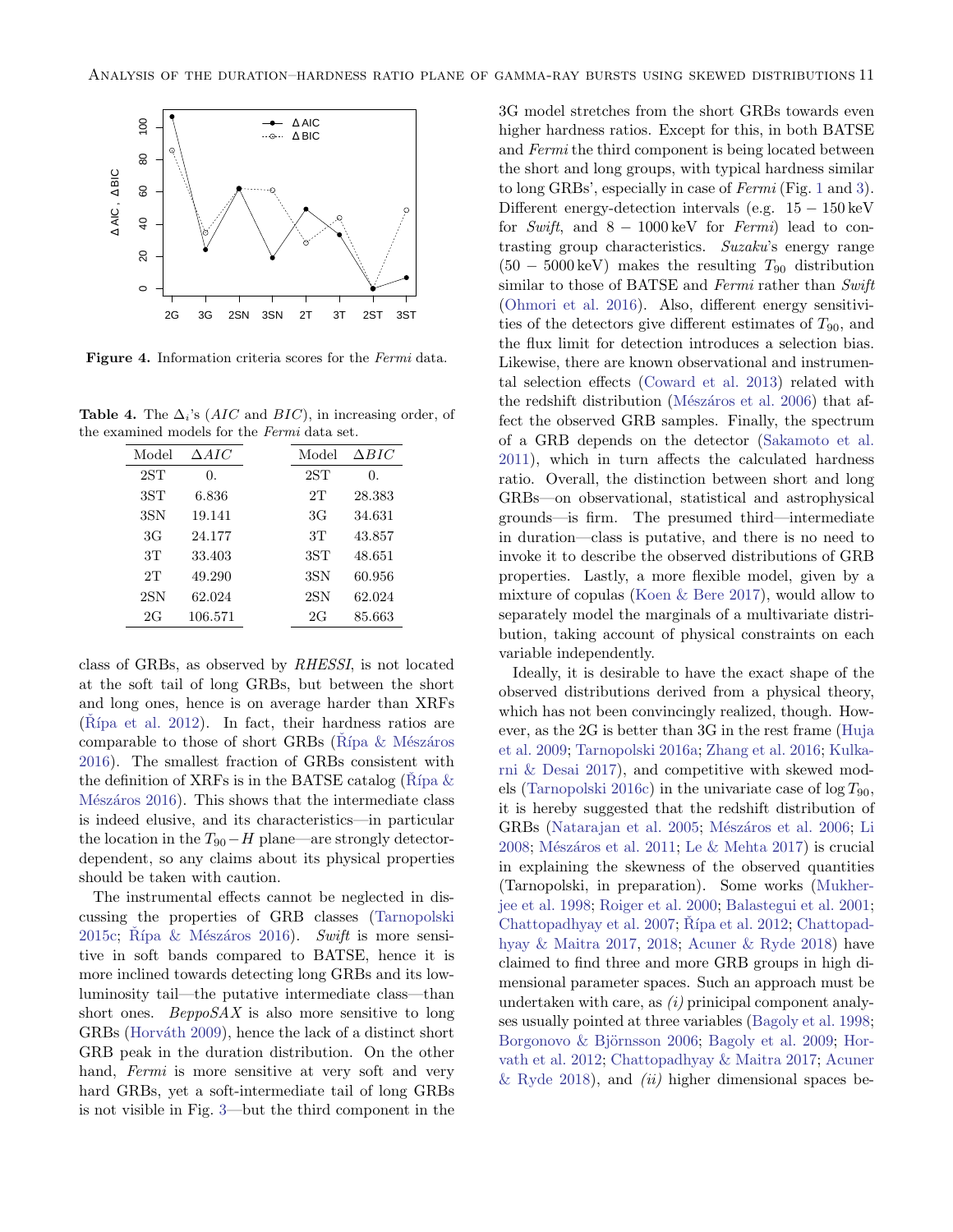**Figure 4.** Information criteria scores for the *Fermi* data.

**Table 4.** The $\Delta_i$'s ($AIC$ and $BIC$), in increasing order, of the examined models for the *Fermi* data set.

| Model | $\Delta AIC$ | Model | $\Delta BIC$ |
|---|---|---|---|
| 2ST | 0. | 2ST | 0. |
| 3ST | 6.836 | 2T | 28.383 |
| 3SN | 19.141 | 3G | 34.631 |
| 3G | 24.177 | 3T | 43.857 |
| 3T | 33.403 | 3ST | 48.651 |
| 2T | 49.290 | 3SN | 60.956 |
| 2SN | 62.024 | 2SN | 62.024 |
| 2G | 106.571 | 2G | 85.663 |

class of GRBs, as observed by *RHESSI*, is not located at the soft tail of long GRBs, but between the short and long ones, hence is on average harder than XRFs (Řípa et al. 2012). In fact, their hardness ratios are comparable to those of short GRBs (Řípa & Mészáros 2016). The smallest fraction of GRBs consistent with the definition of XRFs is in the BATSE catalog (Řípa & Mészáros 2016). This shows that the intermediate class is indeed elusive, and its characteristics—in particular the location in the $T_{90}-H$ plane—are strongly detector-dependent, so any claims about its physical properties should be taken with caution.

The instrumental effects cannot be neglected in discussing the properties of GRB classes (Tarnopolski 2015c; Řípa & Mészáros 2016). *Swift* is more sensitive in soft bands compared to BATSE, hence it is more inclined towards detecting long GRBs and its low-luminosity tail—the putative intermediate class—than short ones. *BeppoSAX* is also more sensitive to long GRBs (Horváth 2009), hence the lack of a distinct short GRB peak in the duration distribution. On the other hand, *Fermi* is more sensitive at very soft and very hard GRBs, yet a soft-intermediate tail of long GRBs is not visible in Fig. 3—but the third component in the 3G model stretches from the short GRBs towards even higher hardness ratios. Except for this, in both BATSE and *Fermi* the third component is being located between the short and long groups, with typical hardness similar to long GRBs', especially in case of *Fermi* (Fig. 1 and 3). Different energy-detection intervals (e.g. $15-150\,\mathrm{keV}$ for *Swift*, and $8-1000\,\mathrm{keV}$ for *Fermi*) lead to contrasting group characteristics. *Suzaku*'s energy range ($50-5000\,\mathrm{keV}$) makes the resulting $T_{90}$ distribution similar to those of BATSE and *Fermi* rather than *Swift* (Ohmori et al. 2016). Also, different energy sensitivities of the detectors give different estimates of $T_{90}$, and the flux limit for detection introduces a selection bias. Likewise, there are known observational and instrumental selection effects (Coward et al. 2013) related with the redshift distribution (Mészáros et al. 2006) that affect the observed GRB samples. Finally, the spectrum of a GRB depends on the detector (Sakamoto et al. 2011), which in turn affects the calculated hardness ratio. Overall, the distinction between short and long GRBs—on observational, statistical and astrophysical grounds—is firm. The presumed third—intermediate in duration—class is putative, and there is no need to invoke it to describe the observed distributions of GRB properties. Lastly, a more flexible model, given by a mixture of copulas (Koen & Bere 2017), would allow to separately model the marginals of a multivariate distribution, taking account of physical constraints on each variable independently.

Ideally, it is desirable to have the exact shape of the observed distributions derived from a physical theory, which has not been convincingly realized, though. However, as the 2G is better than 3G in the rest frame (Huja et al. 2009; Tarnopolski 2016a; Zhang et al. 2016; Kulkarni & Desai 2017), and competitive with skewed models (Tarnopolski 2016c) in the univariate case of $\log T_{90}$, it is hereby suggested that the redshift distribution of GRBs (Natarajan et al. 2005; Mészáros et al. 2006; Li 2008; Mészáros et al. 2011; Le & Mehta 2017) is crucial in explaining the skewness of the observed quantities (Tarnopolski, in preparation). Some works (Mukherjee et al. 1998; Roiger et al. 2000; Balastegui et al. 2001; Chattopadhyay et al. 2007; Řípa et al. 2012; Chattopadhyay & Maitra 2017, 2018; Acuner & Ryde 2018) have claimed to find three and more GRB groups in high dimensional parameter spaces. Such an approach must be undertaken with care, as *(i)* prinicipal component analyses usually pointed at three variables (Bagoly et al. 1998; Borgonovo & Björnsson 2006; Bagoly et al. 2009; Horvath et al. 2012; Chattopadhyay & Maitra 2017; Acuner & Ryde 2018), and *(ii)* higher dimensional spaces be-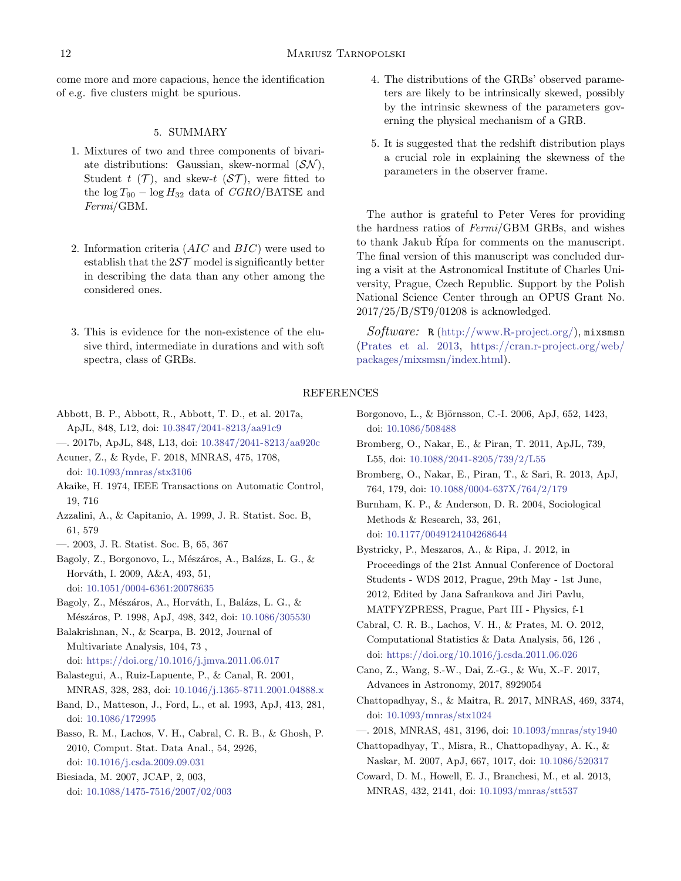come more and more capacious, hence the identification of e.g. five clusters might be spurious.

## 5. SUMMARY

1. Mixtures of two and three components of bivariate distributions: Gaussian, skew-normal ($\mathcal{SN}$), Student $t$ ($\mathcal{T}$), and skew-$t$ ($\mathcal{ST}$), were fitted to the $\log T_{90} - \log H_{32}$ data of *CGRO*/BATSE and *Fermi*/GBM.

2. Information criteria ($AIC$ and $BIC$) were used to establish that the $2\mathcal{ST}$ model is significantly better in describing the data than any other among the considered ones.

3. This is evidence for the non-existence of the elusive third, intermediate in durations and with soft spectra, class of GRBs.

4. The distributions of the GRBs' observed parameters are likely to be intrinsically skewed, possibly by the intrinsic skewness of the parameters governing the physical mechanism of a GRB.

5. It is suggested that the redshift distribution plays a crucial role in explaining the skewness of the parameters in the observer frame.

The author is grateful to Peter Veres for providing the hardness ratios of *Fermi*/GBM GRBs, and wishes to thank Jakub Řípa for comments on the manuscript. The final version of this manuscript was concluded during a visit at the Astronomical Institute of Charles University, Prague, Czech Republic. Support by the Polish National Science Center through an OPUS Grant No. 2017/25/B/ST9/01208 is acknowledged.

*Software:* `R` (http://www.R-project.org/), `mixsmsn` (Prates et al. 2013, https://cran.r-project.org/web/packages/mixsmsn/index.html).

## REFERENCES

Abbott, B. P., Abbott, R., Abbott, T. D., et al. 2017a, ApJL, 848, L12, doi: 10.3847/2041-8213/aa91c9

—. 2017b, ApJL, 848, L13, doi: 10.3847/2041-8213/aa920c

Acuner, Z., & Ryde, F. 2018, MNRAS, 475, 1708, doi: 10.1093/mnras/stx3106

Akaike, H. 1974, IEEE Transactions on Automatic Control, 19, 716

Azzalini, A., & Capitanio, A. 1999, J. R. Statist. Soc. B, 61, 579

—. 2003, J. R. Statist. Soc. B, 65, 367

Bagoly, Z., Borgonovo, L., Mészáros, A., Balázs, L. G., & Horváth, I. 2009, A&A, 493, 51, doi: 10.1051/0004-6361:20078635

Bagoly, Z., Mészáros, A., Horváth, I., Balázs, L. G., & Mészáros, P. 1998, ApJ, 498, 342, doi: 10.1086/305530

Balakrishnan, N., & Scarpa, B. 2012, Journal of Multivariate Analysis, 104, 73 , doi: https://doi.org/10.1016/j.jmva.2011.06.017

Balastegui, A., Ruiz-Lapuente, P., & Canal, R. 2001, MNRAS, 328, 283, doi: 10.1046/j.1365-8711.2001.04888.x

Band, D., Matteson, J., Ford, L., et al. 1993, ApJ, 413, 281, doi: 10.1086/172995

Basso, R. M., Lachos, V. H., Cabral, C. R. B., & Ghosh, P. 2010, Comput. Stat. Data Anal., 54, 2926, doi: 10.1016/j.csda.2009.09.031

Biesiada, M. 2007, JCAP, 2, 003, doi: 10.1088/1475-7516/2007/02/003

Borgonovo, L., & Björnsson, C.-I. 2006, ApJ, 652, 1423, doi: 10.1086/508488

Bromberg, O., Nakar, E., & Piran, T. 2011, ApJL, 739, L55, doi: 10.1088/2041-8205/739/2/L55

Bromberg, O., Nakar, E., Piran, T., & Sari, R. 2013, ApJ, 764, 179, doi: 10.1088/0004-637X/764/2/179

Burnham, K. P., & Anderson, D. R. 2004, Sociological Methods & Research, 33, 261, doi: 10.1177/0049124104268644

Bystricky, P., Meszaros, A., & Ripa, J. 2012, in Proceedings of the 21st Annual Conference of Doctoral Students - WDS 2012, Prague, 29th May - 1st June, 2012, Edited by Jana Safrankova and Jiri Pavlu, MATFYZPRESS, Prague, Part III - Physics, f-1

Cabral, C. R. B., Lachos, V. H., & Prates, M. O. 2012, Computational Statistics & Data Analysis, 56, 126 , doi: https://doi.org/10.1016/j.csda.2011.06.026

Cano, Z., Wang, S.-W., Dai, Z.-G., & Wu, X.-F. 2017, Advances in Astronomy, 2017, 8929054

Chattopadhyay, S., & Maitra, R. 2017, MNRAS, 469, 3374, doi: 10.1093/mnras/stx1024

—. 2018, MNRAS, 481, 3196, doi: 10.1093/mnras/sty1940

Chattopadhyay, T., Misra, R., Chattopadhyay, A. K., & Naskar, M. 2007, ApJ, 667, 1017, doi: 10.1086/520317

Coward, D. M., Howell, E. J., Branchesi, M., et al. 2013, MNRAS, 432, 2141, doi: 10.1093/mnras/stt537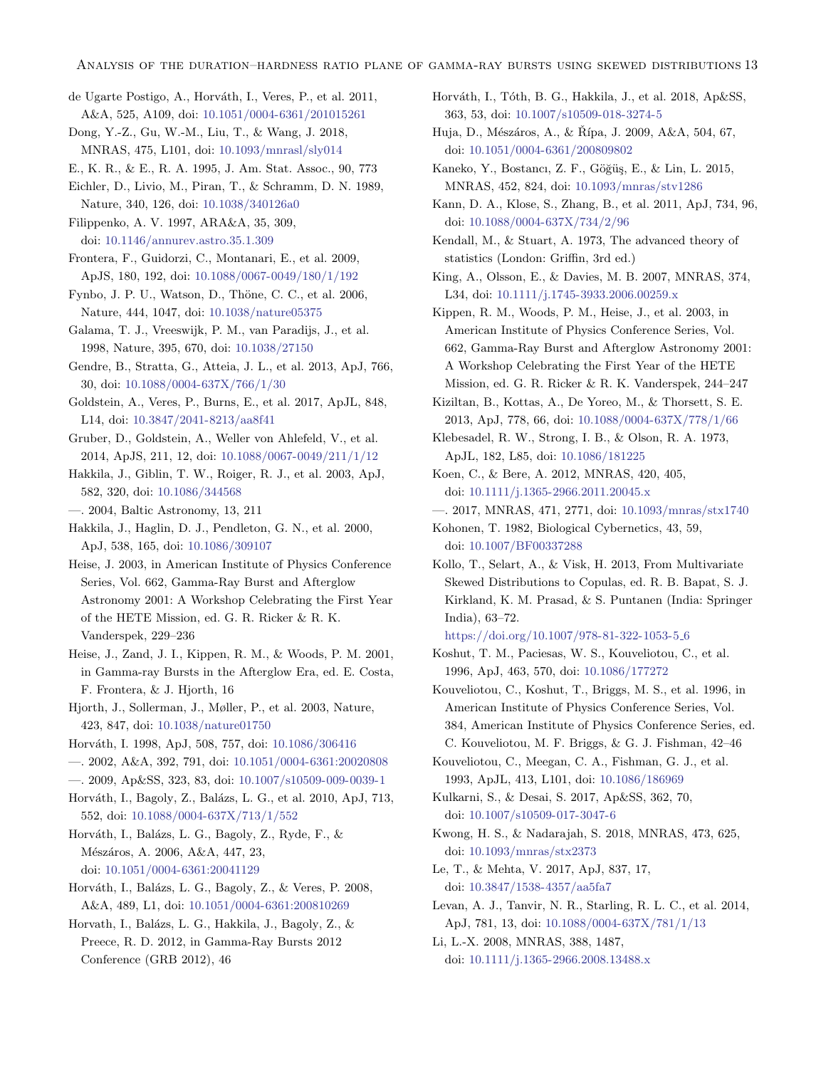de Ugarte Postigo, A., Horváth, I., Veres, P., et al. 2011, A&A, 525, A109, doi: 10.1051/0004-6361/201015261

Dong, Y.-Z., Gu, W.-M., Liu, T., & Wang, J. 2018, MNRAS, 475, L101, doi: 10.1093/mnrasl/sly014

E., K. R., & E., R. A. 1995, J. Am. Stat. Assoc., 90, 773

Eichler, D., Livio, M., Piran, T., & Schramm, D. N. 1989, Nature, 340, 126, doi: 10.1038/340126a0

Filippenko, A. V. 1997, ARA&A, 35, 309, doi: 10.1146/annurev.astro.35.1.309

Frontera, F., Guidorzi, C., Montanari, E., et al. 2009, ApJS, 180, 192, doi: 10.1088/0067-0049/180/1/192

Fynbo, J. P. U., Watson, D., Thöne, C. C., et al. 2006, Nature, 444, 1047, doi: 10.1038/nature05375

Galama, T. J., Vreeswijk, P. M., van Paradijs, J., et al. 1998, Nature, 395, 670, doi: 10.1038/27150

Gendre, B., Stratta, G., Atteia, J. L., et al. 2013, ApJ, 766, 30, doi: 10.1088/0004-637X/766/1/30

Goldstein, A., Veres, P., Burns, E., et al. 2017, ApJL, 848, L14, doi: 10.3847/2041-8213/aa8f41

Gruber, D., Goldstein, A., Weller von Ahlefeld, V., et al. 2014, ApJS, 211, 12, doi: 10.1088/0067-0049/211/1/12

Hakkila, J., Giblin, T. W., Roiger, R. J., et al. 2003, ApJ, 582, 320, doi: 10.1086/344568

—. 2004, Baltic Astronomy, 13, 211

Hakkila, J., Haglin, D. J., Pendleton, G. N., et al. 2000, ApJ, 538, 165, doi: 10.1086/309107

Heise, J. 2003, in American Institute of Physics Conference Series, Vol. 662, Gamma-Ray Burst and Afterglow Astronomy 2001: A Workshop Celebrating the First Year of the HETE Mission, ed. G. R. Ricker & R. K. Vanderspek, 229–236

Heise, J., Zand, J. I., Kippen, R. M., & Woods, P. M. 2001, in Gamma-ray Bursts in the Afterglow Era, ed. E. Costa, F. Frontera, & J. Hjorth, 16

Hjorth, J., Sollerman, J., Møller, P., et al. 2003, Nature, 423, 847, doi: 10.1038/nature01750

Horváth, I. 1998, ApJ, 508, 757, doi: 10.1086/306416

—. 2002, A&A, 392, 791, doi: 10.1051/0004-6361:20020808

—. 2009, Ap&SS, 323, 83, doi: 10.1007/s10509-009-0039-1

Horváth, I., Bagoly, Z., Balázs, L. G., et al. 2010, ApJ, 713, 552, doi: 10.1088/0004-637X/713/1/552

Horváth, I., Balázs, L. G., Bagoly, Z., Ryde, F., & Mészáros, A. 2006, A&A, 447, 23, doi: 10.1051/0004-6361:20041129

Horváth, I., Balázs, L. G., Bagoly, Z., & Veres, P. 2008, A&A, 489, L1, doi: 10.1051/0004-6361:200810269

Horvath, I., Balázs, L. G., Hakkila, J., Bagoly, Z., & Preece, R. D. 2012, in Gamma-Ray Bursts 2012 Conference (GRB 2012), 46

Horváth, I., Tóth, B. G., Hakkila, J., et al. 2018, Ap&SS, 363, 53, doi: 10.1007/s10509-018-3274-5

Huja, D., Mészáros, A., & Řípa, J. 2009, A&A, 504, 67, doi: 10.1051/0004-6361/200809802

Kaneko, Y., Bostancı, Z. F., Göğüş, E., & Lin, L. 2015, MNRAS, 452, 824, doi: 10.1093/mnras/stv1286

Kann, D. A., Klose, S., Zhang, B., et al. 2011, ApJ, 734, 96, doi: 10.1088/0004-637X/734/2/96

Kendall, M., & Stuart, A. 1973, The advanced theory of statistics (London: Griffin, 3rd ed.)

King, A., Olsson, E., & Davies, M. B. 2007, MNRAS, 374, L34, doi: 10.1111/j.1745-3933.2006.00259.x

Kippen, R. M., Woods, P. M., Heise, J., et al. 2003, in American Institute of Physics Conference Series, Vol. 662, Gamma-Ray Burst and Afterglow Astronomy 2001: A Workshop Celebrating the First Year of the HETE Mission, ed. G. R. Ricker & R. K. Vanderspek, 244–247

Kiziltan, B., Kottas, A., De Yoreo, M., & Thorsett, S. E. 2013, ApJ, 778, 66, doi: 10.1088/0004-637X/778/1/66

Klebesadel, R. W., Strong, I. B., & Olson, R. A. 1973, ApJL, 182, L85, doi: 10.1086/181225

Koen, C., & Bere, A. 2012, MNRAS, 420, 405, doi: 10.1111/j.1365-2966.2011.20045.x

—. 2017, MNRAS, 471, 2771, doi: 10.1093/mnras/stx1740

Kohonen, T. 1982, Biological Cybernetics, 43, 59, doi: 10.1007/BF00337288

Kollo, T., Selart, A., & Visk, H. 2013, From Multivariate Skewed Distributions to Copulas, ed. R. B. Bapat, S. J. Kirkland, K. M. Prasad, & S. Puntanen (India: Springer India), 63–72. https://doi.org/10.1007/978-81-322-1053-5_6

Koshut, T. M., Paciesas, W. S., Kouveliotou, C., et al. 1996, ApJ, 463, 570, doi: 10.1086/177272

Kouveliotou, C., Koshut, T., Briggs, M. S., et al. 1996, in American Institute of Physics Conference Series, Vol. 384, American Institute of Physics Conference Series, ed. C. Kouveliotou, M. F. Briggs, & G. J. Fishman, 42–46

Kouveliotou, C., Meegan, C. A., Fishman, G. J., et al. 1993, ApJL, 413, L101, doi: 10.1086/186969

Kulkarni, S., & Desai, S. 2017, Ap&SS, 362, 70, doi: 10.1007/s10509-017-3047-6

Kwong, H. S., & Nadarajah, S. 2018, MNRAS, 473, 625, doi: 10.1093/mnras/stx2373

Le, T., & Mehta, V. 2017, ApJ, 837, 17, doi: 10.3847/1538-4357/aa5fa7

Levan, A. J., Tanvir, N. R., Starling, R. L. C., et al. 2014, ApJ, 781, 13, doi: 10.1088/0004-637X/781/1/13

Li, L.-X. 2008, MNRAS, 388, 1487, doi: 10.1111/j.1365-2966.2008.13488.x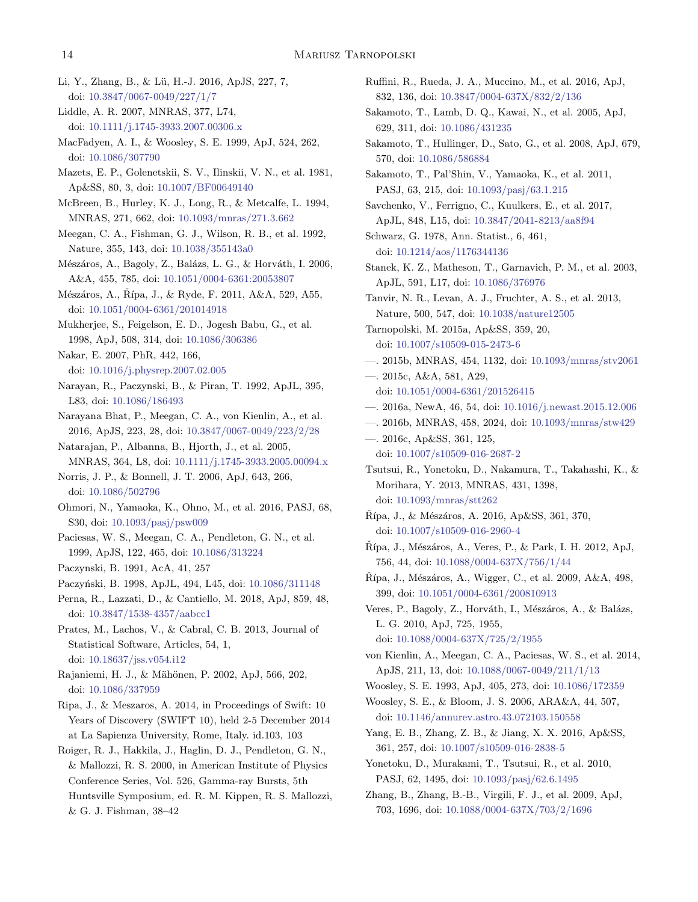Li, Y., Zhang, B., & Lü, H.-J. 2016, ApJS, 227, 7, doi: 10.3847/0067-0049/227/1/7

Liddle, A. R. 2007, MNRAS, 377, L74, doi: 10.1111/j.1745-3933.2007.00306.x

MacFadyen, A. I., & Woosley, S. E. 1999, ApJ, 524, 262, doi: 10.1086/307790

Mazets, E. P., Golenetskii, S. V., Ilinskii, V. N., et al. 1981, Ap&SS, 80, 3, doi: 10.1007/BF00649140

McBreen, B., Hurley, K. J., Long, R., & Metcalfe, L. 1994, MNRAS, 271, 662, doi: 10.1093/mnras/271.3.662

Meegan, C. A., Fishman, G. J., Wilson, R. B., et al. 1992, Nature, 355, 143, doi: 10.1038/355143a0

Mészáros, A., Bagoly, Z., Balázs, L. G., & Horváth, I. 2006, A&A, 455, 785, doi: 10.1051/0004-6361:20053807

Mészáros, A., Řípa, J., & Ryde, F. 2011, A&A, 529, A55, doi: 10.1051/0004-6361/201014918

Mukherjee, S., Feigelson, E. D., Jogesh Babu, G., et al. 1998, ApJ, 508, 314, doi: 10.1086/306386

Nakar, E. 2007, PhR, 442, 166, doi: 10.1016/j.physrep.2007.02.005

Narayan, R., Paczynski, B., & Piran, T. 1992, ApJL, 395, L83, doi: 10.1086/186493

Narayana Bhat, P., Meegan, C. A., von Kienlin, A., et al. 2016, ApJS, 223, 28, doi: 10.3847/0067-0049/223/2/28

Natarajan, P., Albanna, B., Hjorth, J., et al. 2005, MNRAS, 364, L8, doi: 10.1111/j.1745-3933.2005.00094.x

Norris, J. P., & Bonnell, J. T. 2006, ApJ, 643, 266, doi: 10.1086/502796

Ohmori, N., Yamaoka, K., Ohno, M., et al. 2016, PASJ, 68, S30, doi: 10.1093/pasj/psw009

Paciesas, W. S., Meegan, C. A., Pendleton, G. N., et al. 1999, ApJS, 122, 465, doi: 10.1086/313224

Paczynski, B. 1991, AcA, 41, 257

Paczyński, B. 1998, ApJL, 494, L45, doi: 10.1086/311148

Perna, R., Lazzati, D., & Cantiello, M. 2018, ApJ, 859, 48, doi: 10.3847/1538-4357/aabcc1

Prates, M., Lachos, V., & Cabral, C. B. 2013, Journal of Statistical Software, Articles, 54, 1, doi: 10.18637/jss.v054.i12

Rajaniemi, H. J., & Mähönen, P. 2002, ApJ, 566, 202, doi: 10.1086/337959

Ripa, J., & Meszaros, A. 2014, in Proceedings of Swift: 10 Years of Discovery (SWIFT 10), held 2-5 December 2014 at La Sapienza University, Rome, Italy. id.103, 103

Roiger, R. J., Hakkila, J., Haglin, D. J., Pendleton, G. N., & Mallozzi, R. S. 2000, in American Institute of Physics Conference Series, Vol. 526, Gamma-ray Bursts, 5th Huntsville Symposium, ed. R. M. Kippen, R. S. Mallozzi, & G. J. Fishman, 38–42

Ruffini, R., Rueda, J. A., Muccino, M., et al. 2016, ApJ, 832, 136, doi: 10.3847/0004-637X/832/2/136

Sakamoto, T., Lamb, D. Q., Kawai, N., et al. 2005, ApJ, 629, 311, doi: 10.1086/431235

Sakamoto, T., Hullinger, D., Sato, G., et al. 2008, ApJ, 679, 570, doi: 10.1086/586884

Sakamoto, T., Pal'Shin, V., Yamaoka, K., et al. 2011, PASJ, 63, 215, doi: 10.1093/pasj/63.1.215

Savchenko, V., Ferrigno, C., Kuulkers, E., et al. 2017, ApJL, 848, L15, doi: 10.3847/2041-8213/aa8f94

Schwarz, G. 1978, Ann. Statist., 6, 461, doi: 10.1214/aos/1176344136

Stanek, K. Z., Matheson, T., Garnavich, P. M., et al. 2003, ApJL, 591, L17, doi: 10.1086/376976

Tanvir, N. R., Levan, A. J., Fruchter, A. S., et al. 2013, Nature, 500, 547, doi: 10.1038/nature12505

Tarnopolski, M. 2015a, Ap&SS, 359, 20, doi: 10.1007/s10509-015-2473-6

—. 2015b, MNRAS, 454, 1132, doi: 10.1093/mnras/stv2061

—. 2015c, A&A, 581, A29, doi: 10.1051/0004-6361/201526415

—. 2016a, NewA, 46, 54, doi: 10.1016/j.newast.2015.12.006

—. 2016b, MNRAS, 458, 2024, doi: 10.1093/mnras/stw429

—. 2016c, Ap&SS, 361, 125, doi: 10.1007/s10509-016-2687-2

Tsutsui, R., Yonetoku, D., Nakamura, T., Takahashi, K., & Morihara, Y. 2013, MNRAS, 431, 1398, doi: 10.1093/mnras/stt262

Řípa, J., & Mészáros, A. 2016, Ap&SS, 361, 370, doi: 10.1007/s10509-016-2960-4

Řípa, J., Mészáros, A., Veres, P., & Park, I. H. 2012, ApJ, 756, 44, doi: 10.1088/0004-637X/756/1/44

Řípa, J., Mészáros, A., Wigger, C., et al. 2009, A&A, 498, 399, doi: 10.1051/0004-6361/200810913

Veres, P., Bagoly, Z., Horváth, I., Mészáros, A., & Balázs, L. G. 2010, ApJ, 725, 1955, doi: 10.1088/0004-637X/725/2/1955

von Kienlin, A., Meegan, C. A., Paciesas, W. S., et al. 2014, ApJS, 211, 13, doi: 10.1088/0067-0049/211/1/13

Woosley, S. E. 1993, ApJ, 405, 273, doi: 10.1086/172359

Woosley, S. E., & Bloom, J. S. 2006, ARA&A, 44, 507, doi: 10.1146/annurev.astro.43.072103.150558

Yang, E. B., Zhang, Z. B., & Jiang, X. X. 2016, Ap&SS, 361, 257, doi: 10.1007/s10509-016-2838-5

Yonetoku, D., Murakami, T., Tsutsui, R., et al. 2010, PASJ, 62, 1495, doi: 10.1093/pasj/62.6.1495

Zhang, B., Zhang, B.-B., Virgili, F. J., et al. 2009, ApJ, 703, 1696, doi: 10.1088/0004-637X/703/2/1696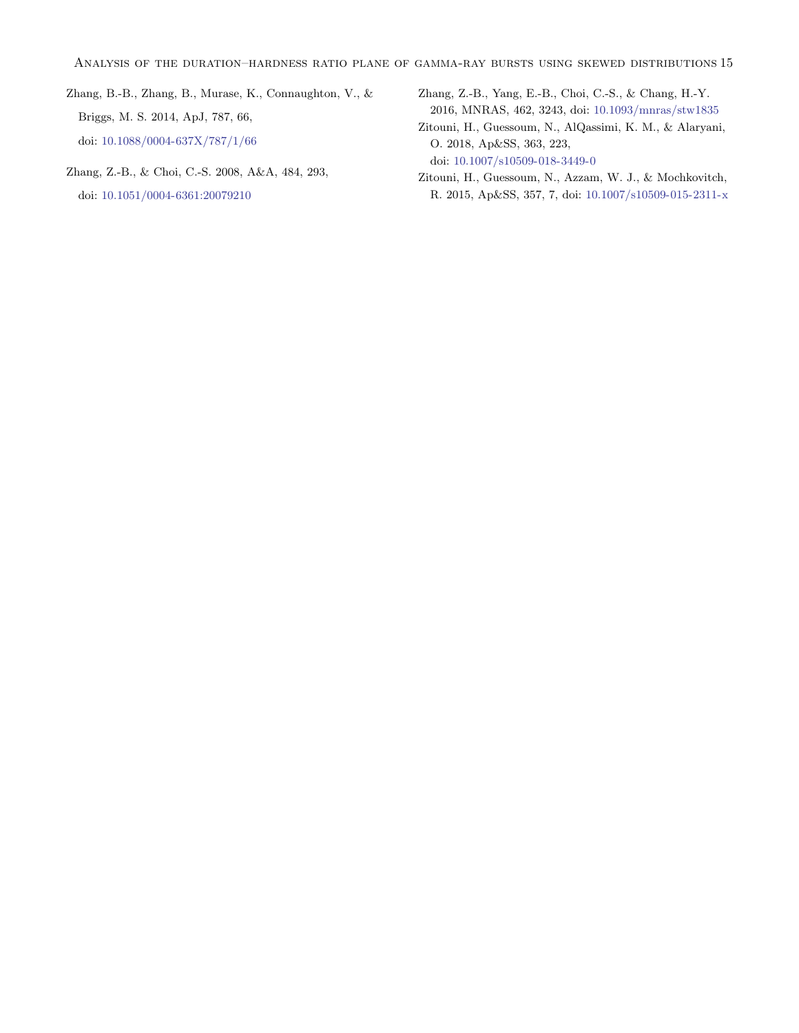Zhang, B.-B., Zhang, B., Murase, K., Connaughton, V., & Briggs, M. S. 2014, ApJ, 787, 66, doi: 10.1088/0004-637X/787/1/66

Zhang, Z.-B., & Choi, C.-S. 2008, A&A, 484, 293, doi: 10.1051/0004-6361:20079210

Zhang, Z.-B., Yang, E.-B., Choi, C.-S., & Chang, H.-Y. 2016, MNRAS, 462, 3243, doi: 10.1093/mnras/stw1835

Zitouni, H., Guessoum, N., AlQassimi, K. M., & Alaryani, O. 2018, Ap&SS, 363, 223, doi: 10.1007/s10509-018-3449-0

Zitouni, H., Guessoum, N., Azzam, W. J., & Mochkovitch, R. 2015, Ap&SS, 357, 7, doi: 10.1007/s10509-015-2311-x